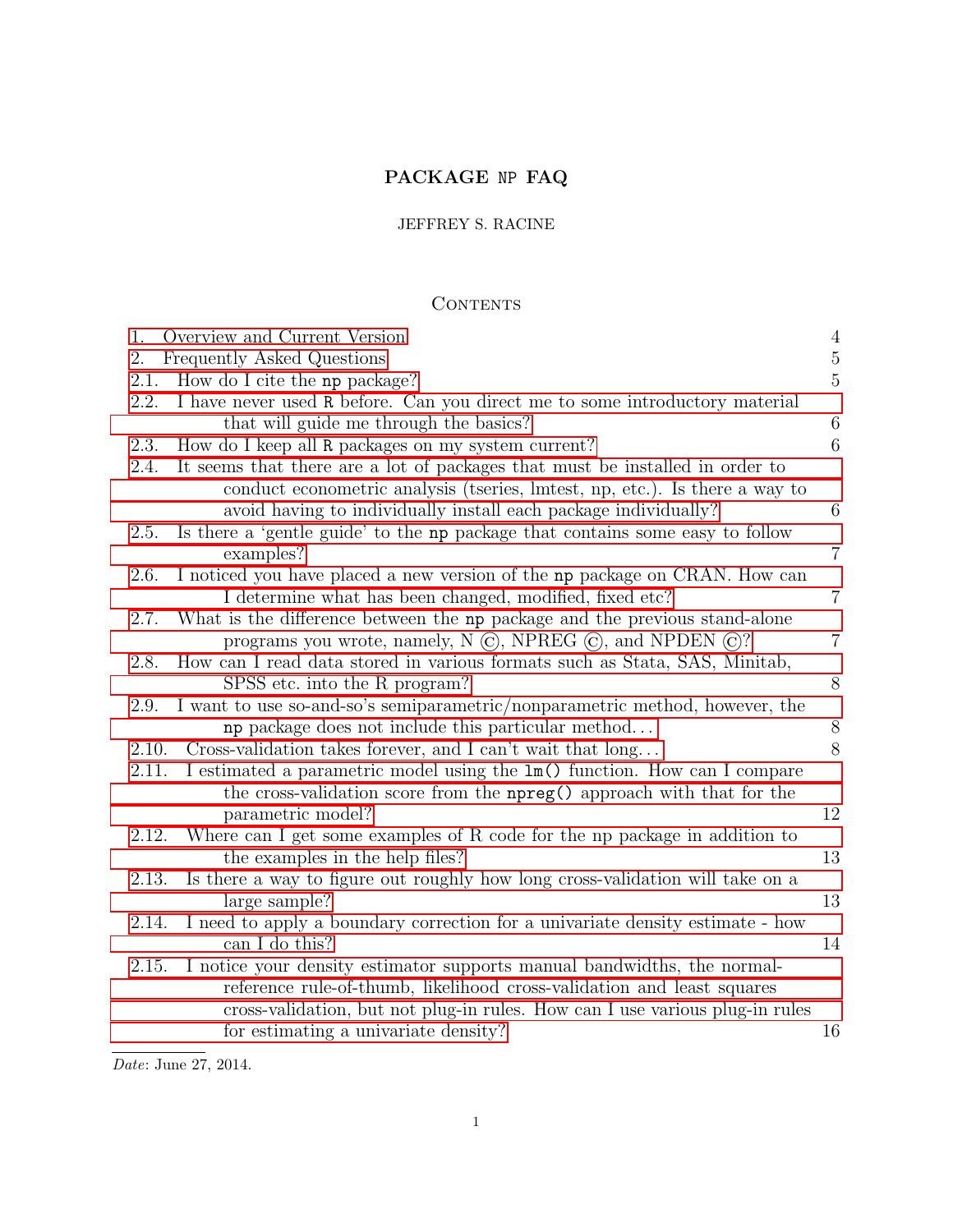# PACKAGE NP FAQ

JEFFREY S. RACINE

## Contents

| | |
|---|---|
| 1. Overview and Current Version | 4 |
| 2. Frequently Asked Questions | 5 |
| 2.1. How do I cite the `np` package? | 5 |
| 2.2. I have never used `R` before. Can you direct me to some introductory material that will guide me through the basics? | 6 |
| 2.3. How do I keep all `R` packages on my system current? | 6 |
| 2.4. It seems that there are a lot of packages that must be installed in order to conduct econometric analysis (tseries, lmtest, np, etc.). Is there a way to avoid having to individually install each package individually? | 6 |
| 2.5. Is there a 'gentle guide' to the `np` package that contains some easy to follow examples? | 7 |
| 2.6. I noticed you have placed a new version of the `np` package on CRAN. How can I determine what has been changed, modified, fixed etc? | 7 |
| 2.7. What is the difference between the `np` package and the previous stand-alone programs you wrote, namely, N ©, NPREG ©, and NPDEN ©? | 7 |
| 2.8. How can I read data stored in various formats such as Stata, SAS, Minitab, SPSS etc. into the R program? | 8 |
| 2.9. I want to use so-and-so's semiparametric/nonparametric method, however, the `np` package does not include this particular method. . . | 8 |
| 2.10. Cross-validation takes forever, and I can't wait that long. . . | 8 |
| 2.11. I estimated a parametric model using the `lm()` function. How can I compare the cross-validation score from the `npreg()` approach with that for the parametric model? | 12 |
| 2.12. Where can I get some examples of R code for the np package in addition to the examples in the help files? | 13 |
| 2.13. Is there a way to figure out roughly how long cross-validation will take on a large sample? | 13 |
| 2.14. I need to apply a boundary correction for a univariate density estimate - how can I do this? | 14 |
| 2.15. I notice your density estimator supports manual bandwidths, the normal-reference rule-of-thumb, likelihood cross-validation and least squares cross-validation, but not plug-in rules. How can I use various plug-in rules for estimating a univariate density? | 16 |

*Date*: June 27, 2014.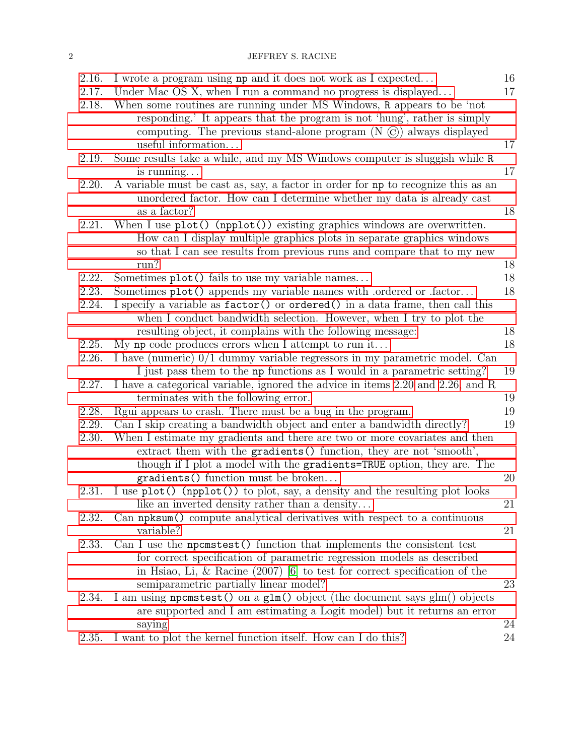2.16. I wrote a program using `np` and it does not work as I expected… 16
2.17. Under Mac OS X, when I run a command no progress is displayed… 17
2.18. When some routines are running under MS Windows, `R` appears to be 'not responding.' It appears that the program is not 'hung', rather is simply computing. The previous stand-alone program (N ©) always displayed useful information… 17
2.19. Some results take a while, and my MS Windows computer is sluggish while `R` is running… 17
2.20. A variable must be cast as, say, a factor in order for `np` to recognize this as an unordered factor. How can I determine whether my data is already cast as a factor? 18
2.21. When I use `plot()` (`npplot()`) existing graphics windows are overwritten. How can I display multiple graphics plots in separate graphics windows so that I can see results from previous runs and compare that to my new run? 18
2.22. Sometimes `plot()` fails to use my variable names… 18
2.23. Sometimes `plot()` appends my variable names with .ordered or .factor… 18
2.24. I specify a variable as `factor()` or `ordered()` in a data frame, then call this when I conduct bandwidth selection. However, when I try to plot the resulting object, it complains with the following message: 18
2.25. My `np` code produces errors when I attempt to run it… 18
2.26. I have (numeric) 0/1 dummy variable regressors in my parametric model. Can I just pass them to the `np` functions as I would in a parametric setting? 19
2.27. I have a categorical variable, ignored the advice in items 2.20 and 2.26, and R terminates with the following error. 19
2.28. Rgui appears to crash. There must be a bug in the program. 19
2.29. Can I skip creating a bandwidth object and enter a bandwidth directly? 19
2.30. When I estimate my gradients and there are two or more covariates and then extract them with the `gradients()` function, they are not 'smooth', though if I plot a model with the `gradients=TRUE` option, they are. The `gradients()` function must be broken… 20
2.31. I use `plot()` (`npplot()`) to plot, say, a density and the resulting plot looks like an inverted density rather than a density… 21
2.32. Can `npksum()` compute analytical derivatives with respect to a continuous variable? 21
2.33. Can I use the `npcmstest()` function that implements the consistent test for correct specification of parametric regression models as described in Hsiao, Li, & Racine (2007) [6] to test for correct specification of the semiparametric partially linear model? 23
2.34. I am using `npcmstest()` on a `glm()` object (the document says glm() objects are supported and I am estimating a Logit model) but it returns an error saying 24
2.35. I want to plot the kernel function itself. How can I do this? 24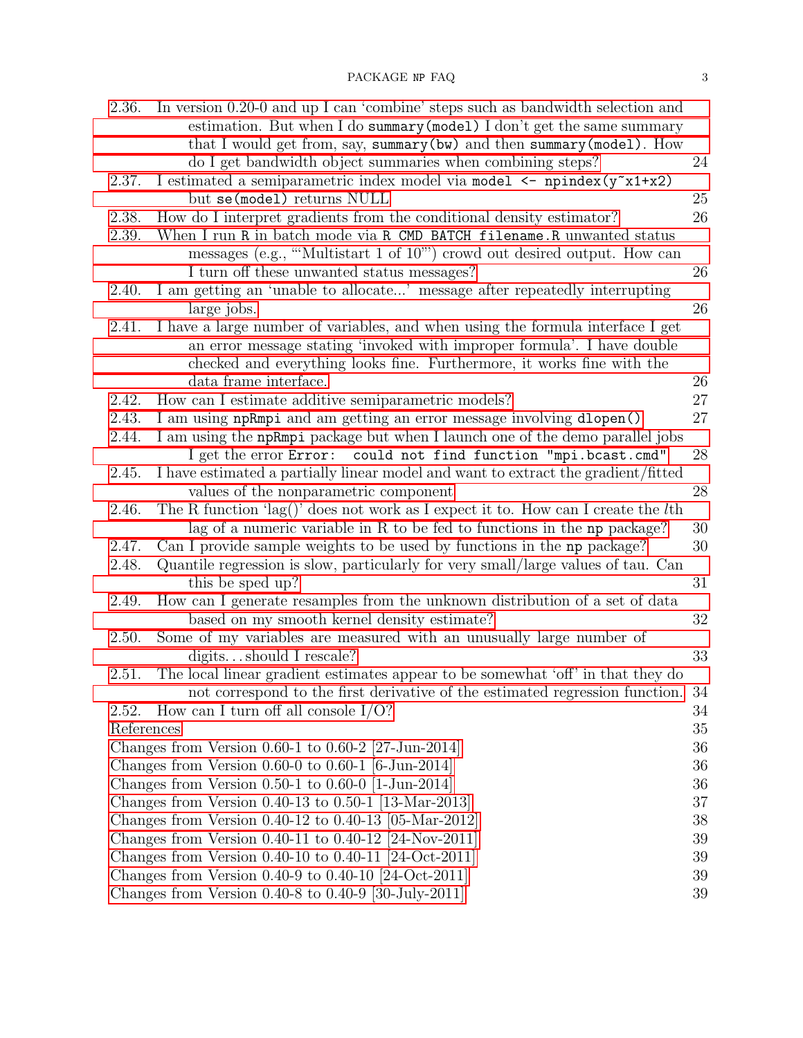2.36. In version 0.20-0 and up I can 'combine' steps such as bandwidth selection and estimation. But when I do `summary(model)` I don't get the same summary that I would get from, say, `summary(bw)` and then `summary(model)`. How do I get bandwidth object summaries when combining steps? 24
2.37. I estimated a semiparametric index model via `model <- npindex(y~x1+x2)` but `se(model)` returns NULL 25
2.38. How do I interpret gradients from the conditional density estimator? 26
2.39. When I run `R` in batch mode via `R CMD BATCH filename.R` unwanted status messages (e.g., "'Multistart 1 of 10'") crowd out desired output. How can I turn off these unwanted status messages? 26
2.40. I am getting an 'unable to allocate...' message after repeatedly interrupting large jobs. 26
2.41. I have a large number of variables, and when using the formula interface I get an error message stating 'invoked with improper formula'. I have double checked and everything looks fine. Furthermore, it works fine with the data frame interface. 26
2.42. How can I estimate additive semiparametric models? 27
2.43. I am using `npRmpi` and am getting an error message involving `dlopen()` 27
2.44. I am using the `npRmpi` package but when I launch one of the demo parallel jobs I get the error `Error: could not find function "mpi.bcast.cmd"` 28
2.45. I have estimated a partially linear model and want to extract the gradient/fitted values of the nonparametric component 28
2.46. The R function 'lag()' does not work as I expect it to. How can I create the $l$th lag of a numeric variable in R to be fed to functions in the `np` package? 30
2.47. Can I provide sample weights to be used by functions in the `np` package? 30
2.48. Quantile regression is slow, particularly for very small/large values of tau. Can this be sped up? 31
2.49. How can I generate resamples from the unknown distribution of a set of data based on my smooth kernel density estimate? 32
2.50. Some of my variables are measured with an unusually large number of digits…should I rescale? 33
2.51. The local linear gradient estimates appear to be somewhat 'off' in that they do not correspond to the first derivative of the estimated regression function. 34
2.52. How can I turn off all console I/O? 34
References 35
Changes from Version 0.60-1 to 0.60-2 [27-Jun-2014] 36
Changes from Version 0.60-0 to 0.60-1 [6-Jun-2014] 36
Changes from Version 0.50-1 to 0.60-0 [1-Jun-2014] 36
Changes from Version 0.40-13 to 0.50-1 [13-Mar-2013] 37
Changes from Version 0.40-12 to 0.40-13 [05-Mar-2012] 38
Changes from Version 0.40-11 to 0.40-12 [24-Nov-2011] 39
Changes from Version 0.40-10 to 0.40-11 [24-Oct-2011] 39
Changes from Version 0.40-9 to 0.40-10 [24-Oct-2011] 39
Changes from Version 0.40-8 to 0.40-9 [30-July-2011] 39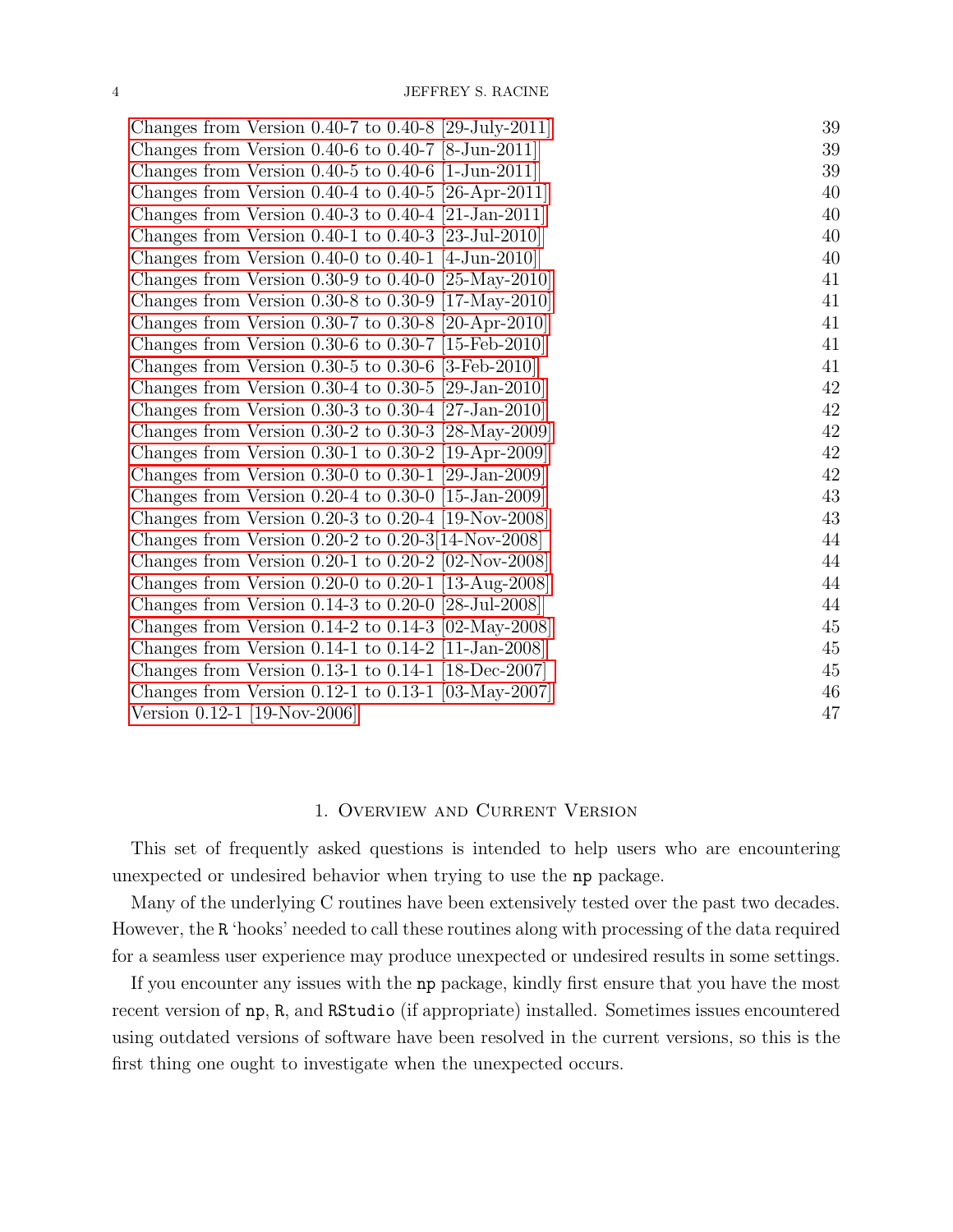Changes from Version 0.40-7 to 0.40-8 [29-July-2011] 39
Changes from Version 0.40-6 to 0.40-7 [8-Jun-2011] 39
Changes from Version 0.40-5 to 0.40-6 [1-Jun-2011] 39
Changes from Version 0.40-4 to 0.40-5 [26-Apr-2011] 40
Changes from Version 0.40-3 to 0.40-4 [21-Jan-2011] 40
Changes from Version 0.40-1 to 0.40-3 [23-Jul-2010] 40
Changes from Version 0.40-0 to 0.40-1 [4-Jun-2010] 40
Changes from Version 0.30-9 to 0.40-0 [25-May-2010] 41
Changes from Version 0.30-8 to 0.30-9 [17-May-2010] 41
Changes from Version 0.30-7 to 0.30-8 [20-Apr-2010] 41
Changes from Version 0.30-6 to 0.30-7 [15-Feb-2010] 41
Changes from Version 0.30-5 to 0.30-6 [3-Feb-2010] 41
Changes from Version 0.30-4 to 0.30-5 [29-Jan-2010] 42
Changes from Version 0.30-3 to 0.30-4 [27-Jan-2010] 42
Changes from Version 0.30-2 to 0.30-3 [28-May-2009] 42
Changes from Version 0.30-1 to 0.30-2 [19-Apr-2009] 42
Changes from Version 0.30-0 to 0.30-1 [29-Jan-2009] 42
Changes from Version 0.20-4 to 0.30-0 [15-Jan-2009] 43
Changes from Version 0.20-3 to 0.20-4 [19-Nov-2008] 43
Changes from Version 0.20-2 to 0.20-3[14-Nov-2008] 44
Changes from Version 0.20-1 to 0.20-2 [02-Nov-2008] 44
Changes from Version 0.20-0 to 0.20-1 [13-Aug-2008] 44
Changes from Version 0.14-3 to 0.20-0 [28-Jul-2008] 44
Changes from Version 0.14-2 to 0.14-3 [02-May-2008] 45
Changes from Version 0.14-1 to 0.14-2 [11-Jan-2008] 45
Changes from Version 0.13-1 to 0.14-1 [18-Dec-2007] 45
Changes from Version 0.12-1 to 0.13-1 [03-May-2007] 46
Version 0.12-1 [19-Nov-2006] 47

## 1. Overview and Current Version

This set of frequently asked questions is intended to help users who are encountering unexpected or undesired behavior when trying to use the `np` package.

Many of the underlying C routines have been extensively tested over the past two decades. However, the `R` 'hooks' needed to call these routines along with processing of the data required for a seamless user experience may produce unexpected or undesired results in some settings.

If you encounter any issues with the `np` package, kindly first ensure that you have the most recent version of `np`, `R`, and `RStudio` (if appropriate) installed. Sometimes issues encountered using outdated versions of software have been resolved in the current versions, so this is the first thing one ought to investigate when the unexpected occurs.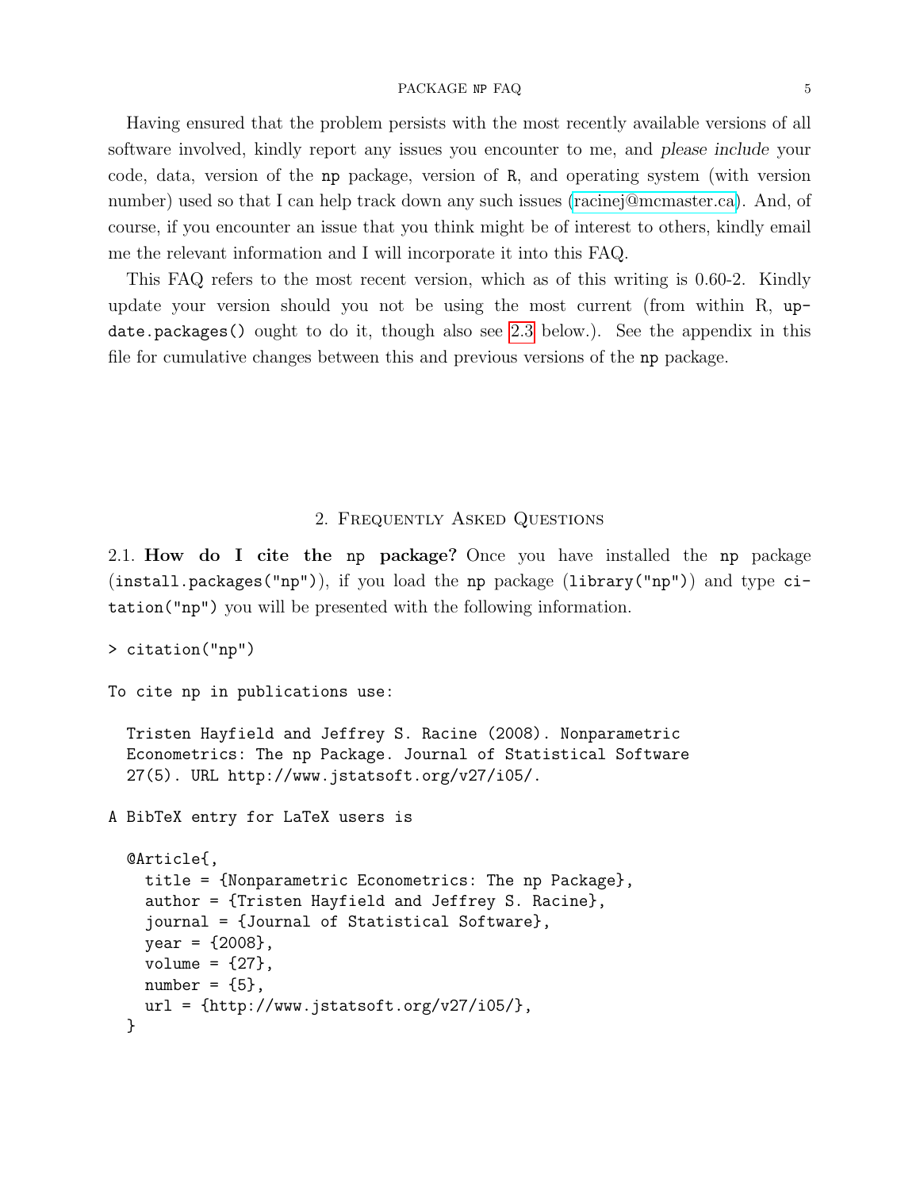Having ensured that the problem persists with the most recently available versions of all software involved, kindly report any issues you encounter to me, and *please include* your code, data, version of the `np` package, version of `R`, and operating system (with version number) used so that I can help track down any such issues (racinej@mcmaster.ca). And, of course, if you encounter an issue that you think might be of interest to others, kindly email me the relevant information and I will incorporate it into this FAQ.

This FAQ refers to the most recent version, which as of this writing is 0.60-2. Kindly update your version should you not be using the most current (from within R, `update.packages()` ought to do it, though also see 2.3 below.). See the appendix in this file for cumulative changes between this and previous versions of the `np` package.

## 2. Frequently Asked Questions

2.1. **How do I cite the `np` package?** Once you have installed the `np` package (`install.packages("np")`), if you load the `np` package (`library("np")`) and type `citation("np")` you will be presented with the following information.

```
> citation("np")

To cite np in publications use:

  Tristen Hayfield and Jeffrey S. Racine (2008). Nonparametric
  Econometrics: The np Package. Journal of Statistical Software
  27(5). URL http://www.jstatsoft.org/v27/i05/.

A BibTeX entry for LaTeX users is

  @Article{,
    title = {Nonparametric Econometrics: The np Package},
    author = {Tristen Hayfield and Jeffrey S. Racine},
    journal = {Journal of Statistical Software},
    year = {2008},
    volume = {27},
    number = {5},
    url = {http://www.jstatsoft.org/v27/i05/},
  }
```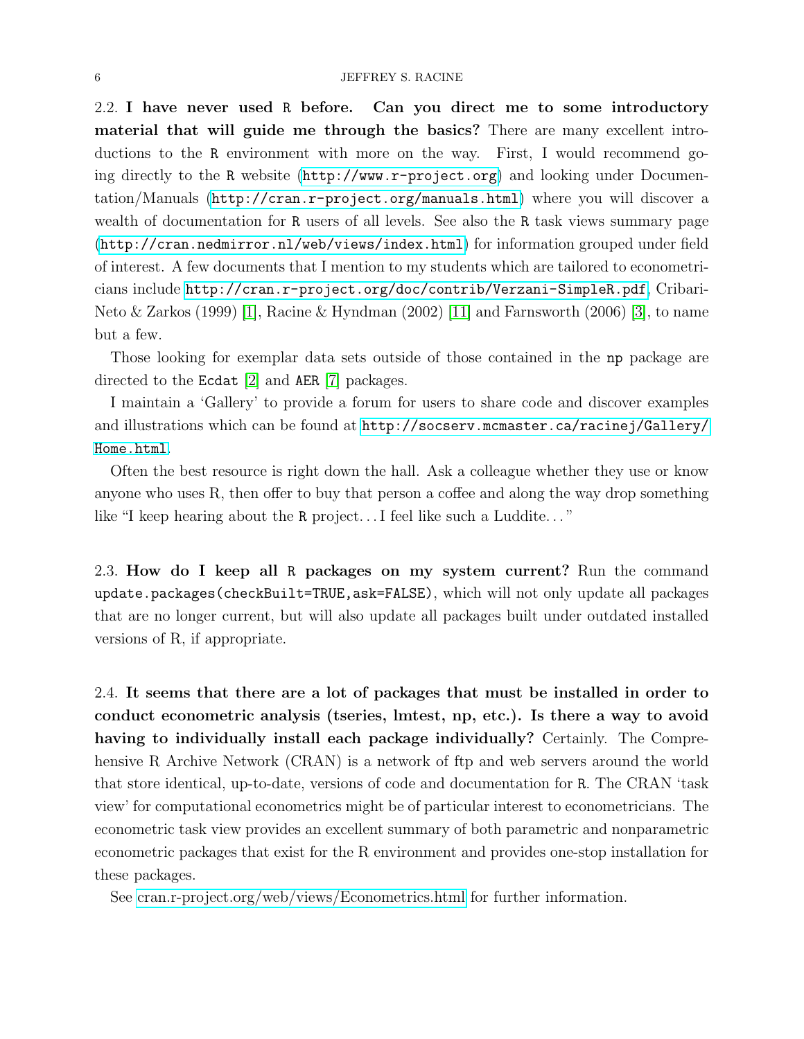2.2. **I have never used R before. Can you direct me to some introductory material that will guide me through the basics?** There are many excellent introductions to the R environment with more on the way. First, I would recommend going directly to the R website (http://www.r-project.org) and looking under Documentation/Manuals (http://cran.r-project.org/manuals.html) where you will discover a wealth of documentation for R users of all levels. See also the R task views summary page (http://cran.nedmirror.nl/web/views/index.html) for information grouped under field of interest. A few documents that I mention to my students which are tailored to econometricians include http://cran.r-project.org/doc/contrib/Verzani-SimpleR.pdf, Cribari-Neto & Zarkos (1999) [1], Racine & Hyndman (2002) [11] and Farnsworth (2006) [3], to name but a few.

Those looking for exemplar data sets outside of those contained in the `np` package are directed to the `Ecdat` [2] and `AER` [7] packages.

I maintain a 'Gallery' to provide a forum for users to share code and discover examples and illustrations which can be found at http://socserv.mcmaster.ca/racinej/Gallery/Home.html.

Often the best resource is right down the hall. Ask a colleague whether they use or know anyone who uses R, then offer to buy that person a coffee and along the way drop something like "I keep hearing about the R project... I feel like such a Luddite..."

2.3. **How do I keep all R packages on my system current?** Run the command `update.packages(checkBuilt=TRUE,ask=FALSE)`, which will not only update all packages that are no longer current, but will also update all packages built under outdated installed versions of R, if appropriate.

2.4. **It seems that there are a lot of packages that must be installed in order to conduct econometric analysis (tseries, lmtest, np, etc.). Is there a way to avoid having to individually install each package individually?** Certainly. The Comprehensive R Archive Network (CRAN) is a network of ftp and web servers around the world that store identical, up-to-date, versions of code and documentation for R. The CRAN 'task view' for computational econometrics might be of particular interest to econometricians. The econometric task view provides an excellent summary of both parametric and nonparametric econometric packages that exist for the R environment and provides one-stop installation for these packages.

See cran.r-project.org/web/views/Econometrics.html for further information.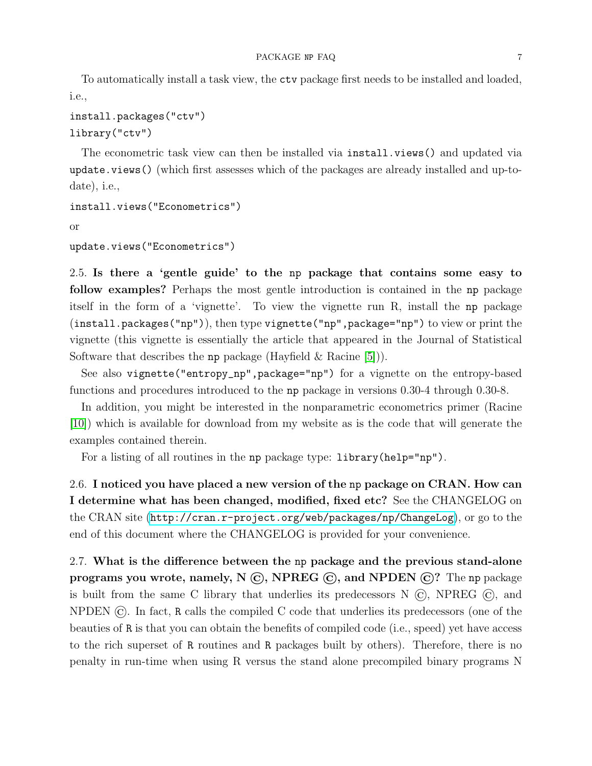To automatically install a task view, the ctv package first needs to be installed and loaded, i.e.,

```
install.packages("ctv")
library("ctv")
```

The econometric task view can then be installed via `install.views()` and updated via `update.views()` (which first assesses which of the packages are already installed and up-to-date), i.e.,

```
install.views("Econometrics")
```

or

```
update.views("Econometrics")
```

2.5. **Is there a 'gentle guide' to the np package that contains some easy to follow examples?** Perhaps the most gentle introduction is contained in the np package itself in the form of a 'vignette'. To view the vignette run R, install the np package (`install.packages("np")`), then type `vignette("np",package="np")` to view or print the vignette (this vignette is essentially the article that appeared in the Journal of Statistical Software that describes the np package (Hayfield & Racine [5])).

See also `vignette("entropy_np",package="np")` for a vignette on the entropy-based functions and procedures introduced to the np package in versions 0.30-4 through 0.30-8.

In addition, you might be interested in the nonparametric econometrics primer (Racine [10]) which is available for download from my website as is the code that will generate the examples contained therein.

For a listing of all routines in the np package type: `library(help="np")`.

2.6. **I noticed you have placed a new version of the np package on CRAN. How can I determine what has been changed, modified, fixed etc?** See the CHANGELOG on the CRAN site (http://cran.r-project.org/web/packages/np/ChangeLog), or go to the end of this document where the CHANGELOG is provided for your convenience.

2.7. **What is the difference between the np package and the previous stand-alone programs you wrote, namely, N ©, NPREG ©, and NPDEN ©?** The np package is built from the same C library that underlies its predecessors N ©, NPREG ©, and NPDEN ©. In fact, R calls the compiled C code that underlies its predecessors (one of the beauties of R is that you can obtain the benefits of compiled code (i.e., speed) yet have access to the rich superset of R routines and R packages built by others). Therefore, there is no penalty in run-time when using R versus the stand alone precompiled binary programs N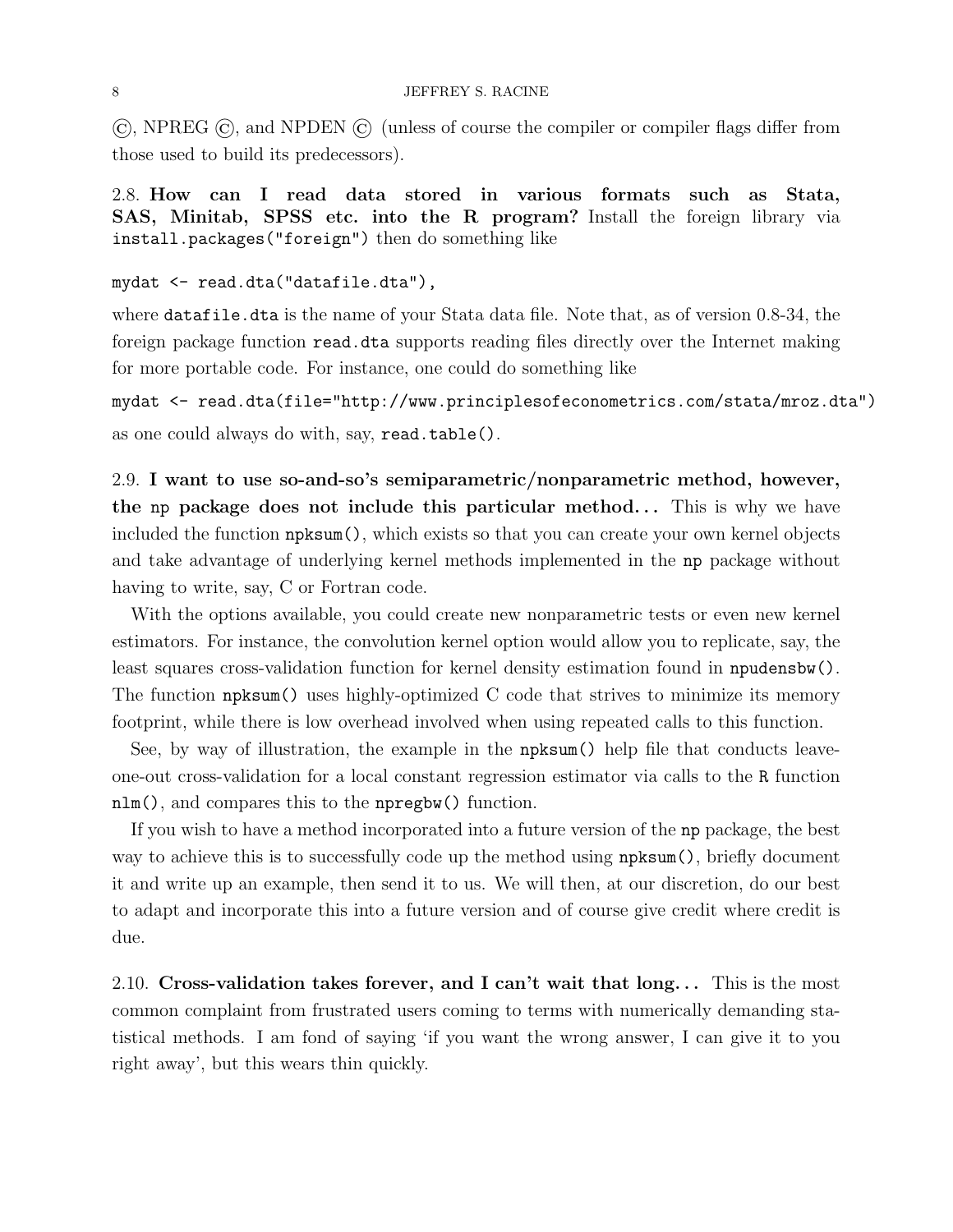©, NPREG ©, and NPDEN © (unless of course the compiler or compiler flags differ from those used to build its predecessors).

2.8. **How can I read data stored in various formats such as Stata, SAS, Minitab, SPSS etc. into the R program?** Install the foreign library via `install.packages("foreign")` then do something like

```
mydat <- read.dta("datafile.dta"),
```

where `datafile.dta` is the name of your Stata data file. Note that, as of version 0.8-34, the foreign package function `read.dta` supports reading files directly over the Internet making for more portable code. For instance, one could do something like

```
mydat <- read.dta(file="http://www.principlesofeconometrics.com/stata/mroz.dta")
```

as one could always do with, say, `read.table()`.

2.9. **I want to use so-and-so's semiparametric/nonparametric method, however, the np package does not include this particular method. . .** This is why we have included the function `npksum()`, which exists so that you can create your own kernel objects and take advantage of underlying kernel methods implemented in the np package without having to write, say, C or Fortran code.

With the options available, you could create new nonparametric tests or even new kernel estimators. For instance, the convolution kernel option would allow you to replicate, say, the least squares cross-validation function for kernel density estimation found in `npudensbw()`. The function `npksum()` uses highly-optimized C code that strives to minimize its memory footprint, while there is low overhead involved when using repeated calls to this function.

See, by way of illustration, the example in the `npksum()` help file that conducts leave-one-out cross-validation for a local constant regression estimator via calls to the R function `nlm()`, and compares this to the `npregbw()` function.

If you wish to have a method incorporated into a future version of the np package, the best way to achieve this is to successfully code up the method using `npksum()`, briefly document it and write up an example, then send it to us. We will then, at our discretion, do our best to adapt and incorporate this into a future version and of course give credit where credit is due.

2.10. **Cross-validation takes forever, and I can't wait that long. . .** This is the most common complaint from frustrated users coming to terms with numerically demanding statistical methods. I am fond of saying 'if you want the wrong answer, I can give it to you right away', but this wears thin quickly.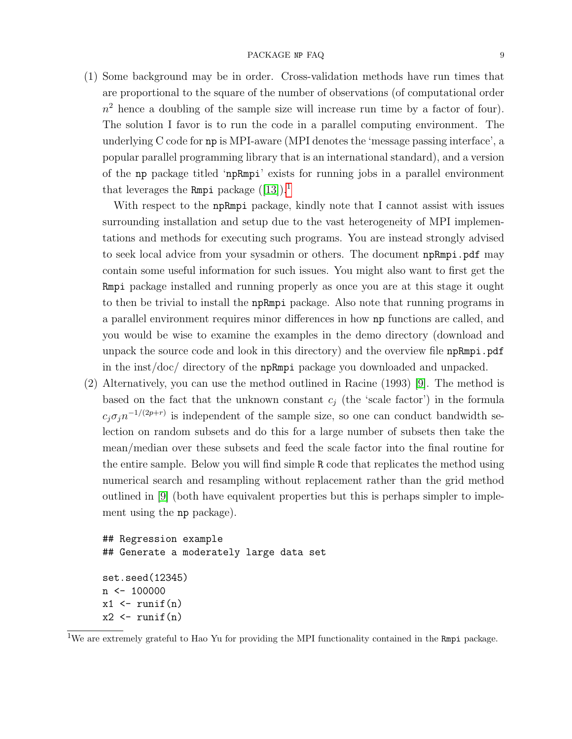(1) Some background may be in order. Cross-validation methods have run times that are proportional to the square of the number of observations (of computational order $n^2$ hence a doubling of the sample size will increase run time by a factor of four). The solution I favor is to run the code in a parallel computing environment. The underlying C code for `np` is MPI-aware (MPI denotes the 'message passing interface', a popular parallel programming library that is an international standard), and a version of the `np` package titled '`npRmpi`' exists for running jobs in a parallel environment that leverages the `Rmpi` package ([13]).[1]

   With respect to the `npRmpi` package, kindly note that I cannot assist with issues surrounding installation and setup due to the vast heterogeneity of MPI implementations and methods for executing such programs. You are instead strongly advised to seek local advice from your sysadmin or others. The document `npRmpi.pdf` may contain some useful information for such issues. You might also want to first get the `Rmpi` package installed and running properly as once you are at this stage it ought to then be trivial to install the `npRmpi` package. Also note that running programs in a parallel environment requires minor differences in how `np` functions are called, and you would be wise to examine the examples in the demo directory (download and unpack the source code and look in this directory) and the overview file `npRmpi.pdf` in the inst/doc/ directory of the `npRmpi` package you downloaded and unpacked.

(2) Alternatively, you can use the method outlined in Racine (1993) [9]. The method is based on the fact that the unknown constant $c_j$ (the 'scale factor') in the formula $c_j \sigma_j n^{-1/(2p+r)}$ is independent of the sample size, so one can conduct bandwidth selection on random subsets and do this for a large number of subsets then take the mean/median over these subsets and feed the scale factor into the final routine for the entire sample. Below you will find simple `R` code that replicates the method using numerical search and resampling without replacement rather than the grid method outlined in [9] (both have equivalent properties but this is perhaps simpler to implement using the `np` package).

```
## Regression example
## Generate a moderately large data set

set.seed(12345)
n <- 100000
x1 <- runif(n)
x2 <- runif(n)
```

[1] We are extremely grateful to Hao Yu for providing the MPI functionality contained in the `Rmpi` package.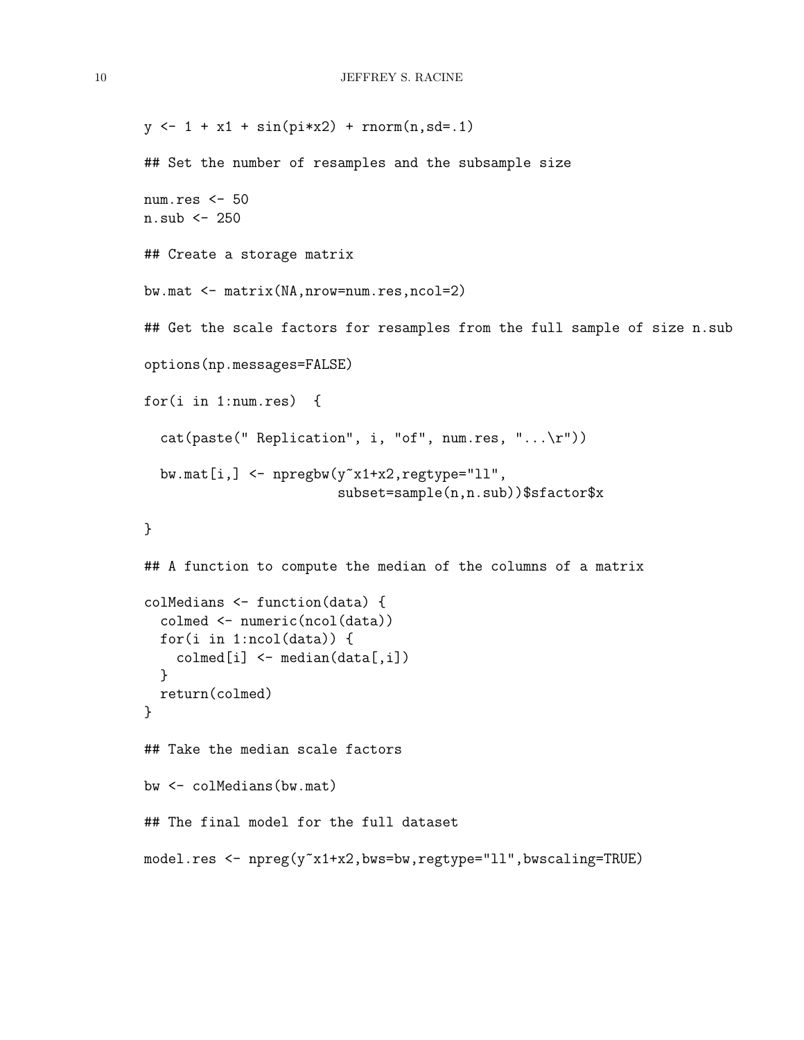```
y <- 1 + x1 + sin(pi*x2) + rnorm(n,sd=.1)

## Set the number of resamples and the subsample size

num.res <- 50
n.sub <- 250

## Create a storage matrix

bw.mat <- matrix(NA,nrow=num.res,ncol=2)

## Get the scale factors for resamples from the full sample of size n.sub

options(np.messages=FALSE)

for(i in 1:num.res)  {

  cat(paste(" Replication", i, "of", num.res, "...\r"))

  bw.mat[i,] <- npregbw(y~x1+x2,regtype="ll",
                        subset=sample(n,n.sub))$sfactor$x

}

## A function to compute the median of the columns of a matrix

colMedians <- function(data) {
  colmed <- numeric(ncol(data))
  for(i in 1:ncol(data)) {
    colmed[i] <- median(data[,i])
  }
  return(colmed)
}

## Take the median scale factors

bw <- colMedians(bw.mat)

## The final model for the full dataset

model.res <- npreg(y~x1+x2,bws=bw,regtype="ll",bwscaling=TRUE)
```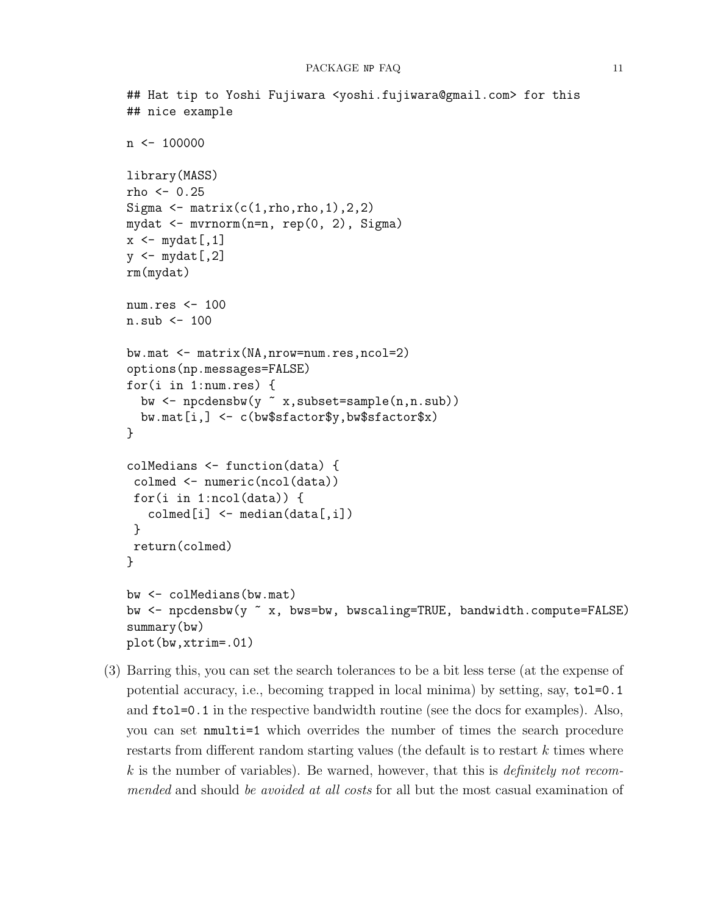```
## Hat tip to Yoshi Fujiwara <yoshi.fujiwara@gmail.com> for this
## nice example

n <- 100000

library(MASS)
rho <- 0.25
Sigma <- matrix(c(1,rho,rho,1),2,2)
mydat <- mvrnorm(n=n, rep(0, 2), Sigma)
x <- mydat[,1]
y <- mydat[,2]
rm(mydat)

num.res <- 100
n.sub <- 100

bw.mat <- matrix(NA,nrow=num.res,ncol=2)
options(np.messages=FALSE)
for(i in 1:num.res) {
  bw <- npcdensbw(y ~ x,subset=sample(n,n.sub))
  bw.mat[i,] <- c(bw$sfactor$y,bw$sfactor$x)
}

colMedians <- function(data) {
 colmed <- numeric(ncol(data))
 for(i in 1:ncol(data)) {
   colmed[i] <- median(data[,i])
 }
 return(colmed)
}

bw <- colMedians(bw.mat)
bw <- npcdensbw(y ~ x, bws=bw, bwscaling=TRUE, bandwidth.compute=FALSE)
summary(bw)
plot(bw,xtrim=.01)
```

(3) Barring this, you can set the search tolerances to be a bit less terse (at the expense of potential accuracy, i.e., becoming trapped in local minima) by setting, say, `tol=0.1` and `ftol=0.1` in the respective bandwidth routine (see the docs for examples). Also, you can set `nmulti=1` which overrides the number of times the search procedure restarts from different random starting values (the default is to restart $k$ times where $k$ is the number of variables). Be warned, however, that this is *definitely not recommended* and should *be avoided at all costs* for all but the most casual examination of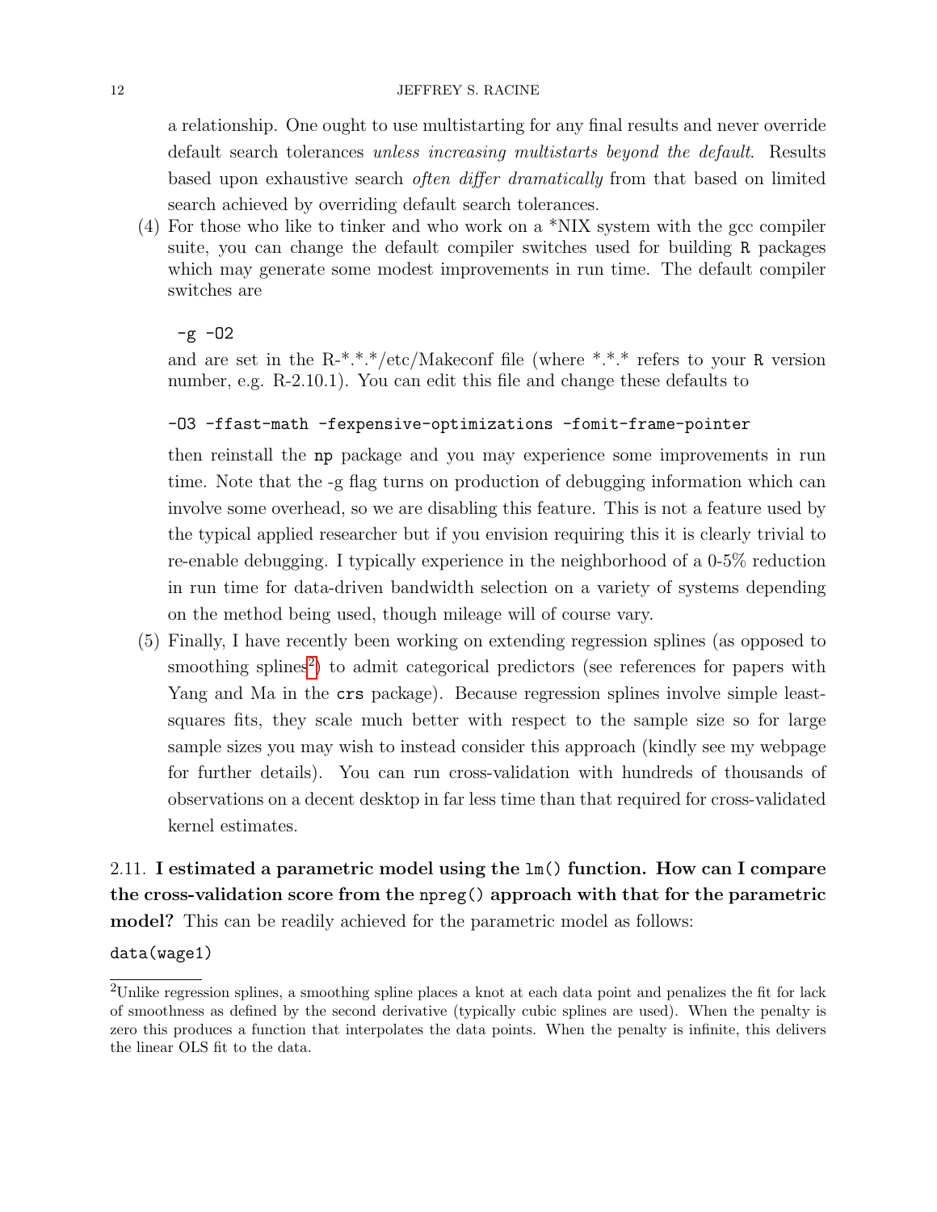a relationship. One ought to use multistarting for any final results and never override default search tolerances *unless increasing multistarts beyond the default*. Results based upon exhaustive search *often differ dramatically* from that based on limited search achieved by overriding default search tolerances.

(4) For those who like to tinker and who work on a *NIX system with the gcc compiler suite, you can change the default compiler switches used for building R packages which may generate some modest improvements in run time. The default compiler switches are

```
-g -O2
```

and are set in the R-*.*.*/etc/Makeconf file (where *.*.* refers to your R version number, e.g. R-2.10.1). You can edit this file and change these defaults to

```
-O3 -ffast-math -fexpensive-optimizations -fomit-frame-pointer
```

then reinstall the np package and you may experience some improvements in run time. Note that the -g flag turns on production of debugging information which can involve some overhead, so we are disabling this feature. This is not a feature used by the typical applied researcher but if you envision requiring this it is clearly trivial to re-enable debugging. I typically experience in the neighborhood of a 0-5% reduction in run time for data-driven bandwidth selection on a variety of systems depending on the method being used, though mileage will of course vary.

(5) Finally, I have recently been working on extending regression splines (as opposed to smoothing splines[2]) to admit categorical predictors (see references for papers with Yang and Ma in the crs package). Because regression splines involve simple least-squares fits, they scale much better with respect to the sample size so for large sample sizes you may wish to instead consider this approach (kindly see my webpage for further details). You can run cross-validation with hundreds of thousands of observations on a decent desktop in far less time than that required for cross-validated kernel estimates.

2.11. **I estimated a parametric model using the lm() function. How can I compare the cross-validation score from the npreg() approach with that for the parametric model?** This can be readily achieved for the parametric model as follows:

```
data(wage1)
```

[2]Unlike regression splines, a smoothing spline places a knot at each data point and penalizes the fit for lack of smoothness as defined by the second derivative (typically cubic splines are used). When the penalty is zero this produces a function that interpolates the data points. When the penalty is infinite, this delivers the linear OLS fit to the data.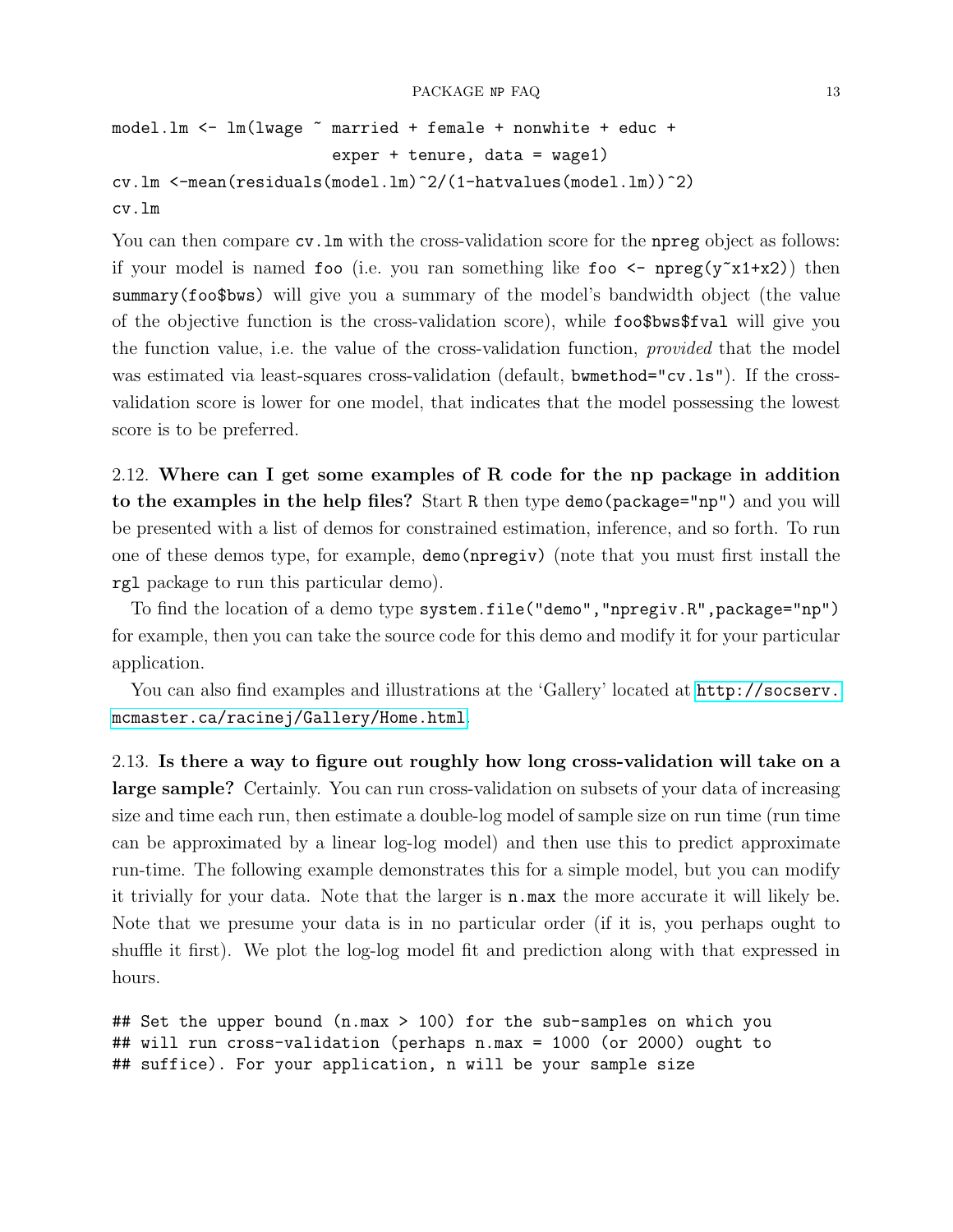```
model.lm <- lm(lwage ~ married + female + nonwhite + educ +
                       exper + tenure, data = wage1)
cv.lm <-mean(residuals(model.lm)^2/(1-hatvalues(model.lm))^2)
cv.lm
```

You can then compare `cv.lm` with the cross-validation score for the `npreg` object as follows: if your model is named `foo` (i.e. you ran something like `foo <- npreg(y~x1+x2)`) then `summary(foo$bws)` will give you a summary of the model's bandwidth object (the value of the objective function is the cross-validation score), while `foo$bws$fval` will give you the function value, i.e. the value of the cross-validation function, *provided* that the model was estimated via least-squares cross-validation (default, `bwmethod="cv.ls"`). If the cross-validation score is lower for one model, that indicates that the model possessing the lowest score is to be preferred.

2.12. **Where can I get some examples of R code for the np package in addition to the examples in the help files?** Start R then type `demo(package="np")` and you will be presented with a list of demos for constrained estimation, inference, and so forth. To run one of these demos type, for example, `demo(npregiv)` (note that you must first install the `rgl` package to run this particular demo).

To find the location of a demo type `system.file("demo","npregiv.R",package="np")` for example, then you can take the source code for this demo and modify it for your particular application.

You can also find examples and illustrations at the 'Gallery' located at http://socserv.mcmaster.ca/racinej/Gallery/Home.html.

2.13. **Is there a way to figure out roughly how long cross-validation will take on a large sample?** Certainly. You can run cross-validation on subsets of your data of increasing size and time each run, then estimate a double-log model of sample size on run time (run time can be approximated by a linear log-log model) and then use this to predict approximate run-time. The following example demonstrates this for a simple model, but you can modify it trivially for your data. Note that the larger is `n.max` the more accurate it will likely be. Note that we presume your data is in no particular order (if it is, you perhaps ought to shuffle it first). We plot the log-log model fit and prediction along with that expressed in hours.

```
## Set the upper bound (n.max > 100) for the sub-samples on which you
## will run cross-validation (perhaps n.max = 1000 (or 2000) ought to
## suffice). For your application, n will be your sample size
```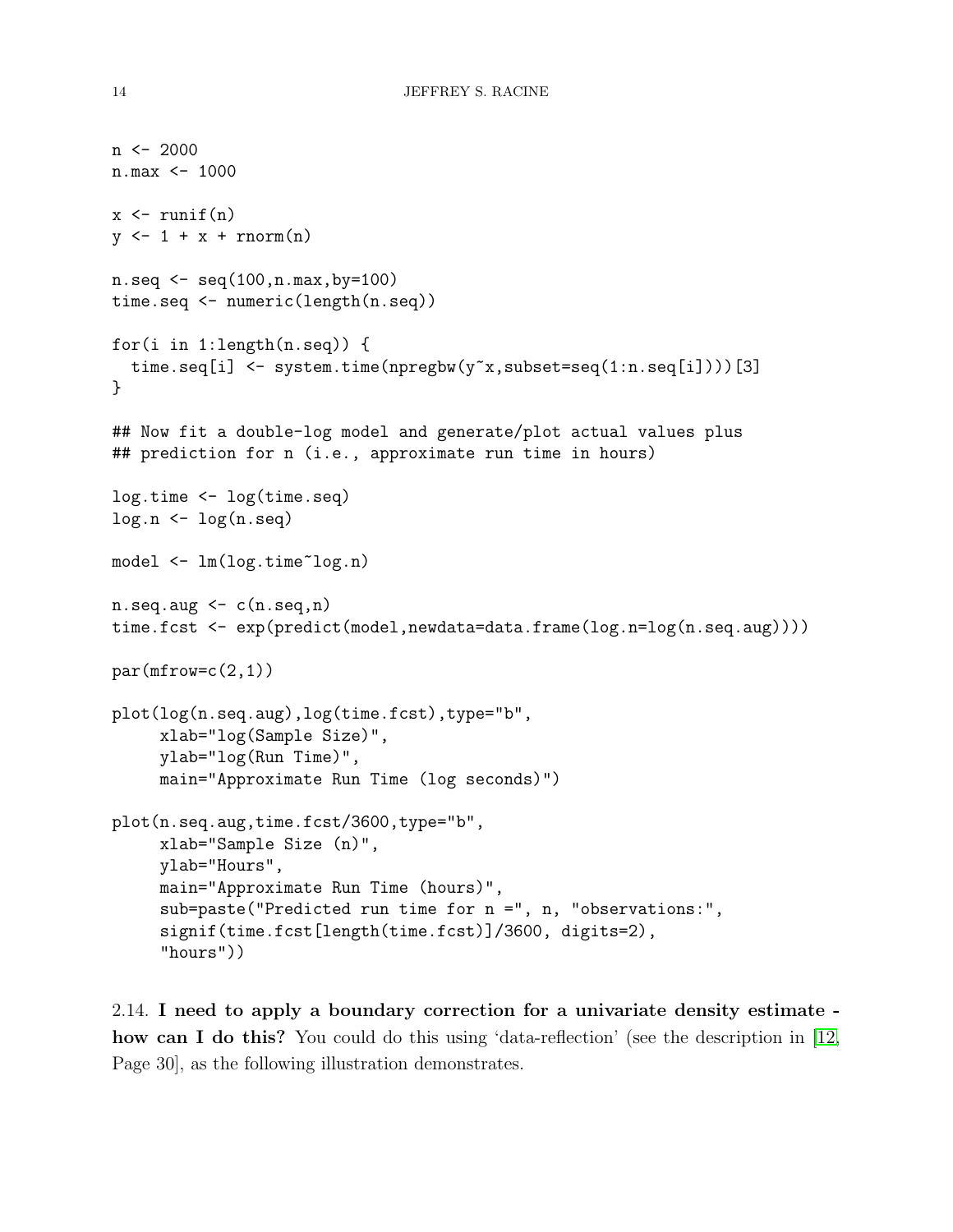```
n <- 2000
n.max <- 1000

x <- runif(n)
y <- 1 + x + rnorm(n)

n.seq <- seq(100,n.max,by=100)
time.seq <- numeric(length(n.seq))

for(i in 1:length(n.seq)) {
  time.seq[i] <- system.time(npregbw(y~x,subset=seq(1:n.seq[i])))[3]
}

## Now fit a double-log model and generate/plot actual values plus
## prediction for n (i.e., approximate run time in hours)

log.time <- log(time.seq)
log.n <- log(n.seq)

model <- lm(log.time~log.n)

n.seq.aug <- c(n.seq,n)
time.fcst <- exp(predict(model,newdata=data.frame(log.n=log(n.seq.aug))))

par(mfrow=c(2,1))

plot(log(n.seq.aug),log(time.fcst),type="b",
     xlab="log(Sample Size)",
     ylab="log(Run Time)",
     main="Approximate Run Time (log seconds)")

plot(n.seq.aug,time.fcst/3600,type="b",
     xlab="Sample Size (n)",
     ylab="Hours",
     main="Approximate Run Time (hours)",
     sub=paste("Predicted run time for n =", n, "observations:",
     signif(time.fcst[length(time.fcst)]/3600, digits=2),
     "hours"))
```

2.14. **I need to apply a boundary correction for a univariate density estimate - how can I do this?** You could do this using 'data-reflection' (see the description in [12, Page 30], as the following illustration demonstrates.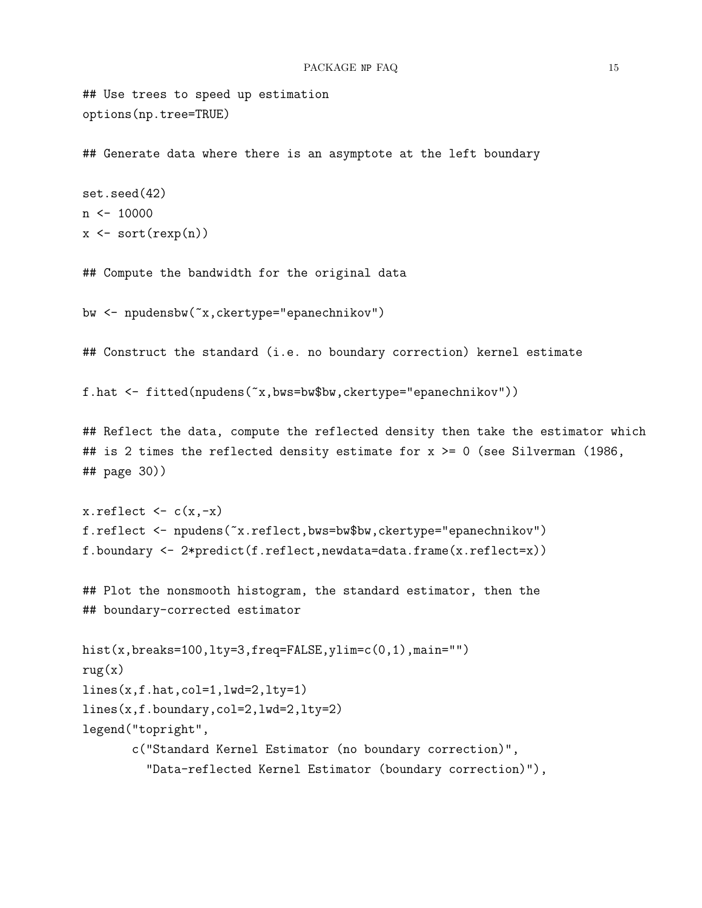```
## Use trees to speed up estimation
options(np.tree=TRUE)

## Generate data where there is an asymptote at the left boundary

set.seed(42)
n <- 10000
x <- sort(rexp(n))

## Compute the bandwidth for the original data

bw <- npudensbw(~x,ckertype="epanechnikov")

## Construct the standard (i.e. no boundary correction) kernel estimate

f.hat <- fitted(npudens(~x,bws=bw$bw,ckertype="epanechnikov"))

## Reflect the data, compute the reflected density then take the estimator which
## is 2 times the reflected density estimate for x >= 0 (see Silverman (1986,
## page 30))

x.reflect <- c(x,-x)
f.reflect <- npudens(~x.reflect,bws=bw$bw,ckertype="epanechnikov")
f.boundary <- 2*predict(f.reflect,newdata=data.frame(x.reflect=x))

## Plot the nonsmooth histogram, the standard estimator, then the
## boundary-corrected estimator

hist(x,breaks=100,lty=3,freq=FALSE,ylim=c(0,1),main="")
rug(x)
lines(x,f.hat,col=1,lwd=2,lty=1)
lines(x,f.boundary,col=2,lwd=2,lty=2)
legend("topright",
       c("Standard Kernel Estimator (no boundary correction)",
         "Data-reflected Kernel Estimator (boundary correction)"),
```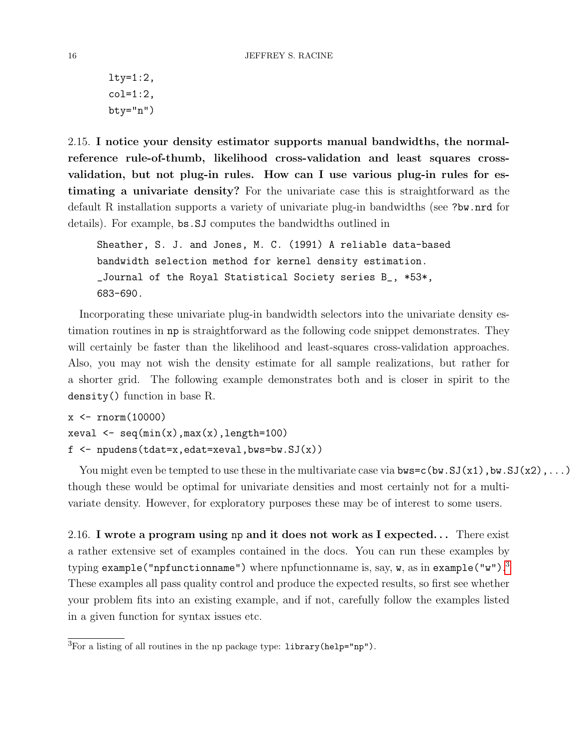```
lty=1:2,
col=1:2,
bty="n")
```

2.15. **I notice your density estimator supports manual bandwidths, the normal-reference rule-of-thumb, likelihood cross-validation and least squares cross-validation, but not plug-in rules. How can I use various plug-in rules for estimating a univariate density?** For the univariate case this is straightforward as the default R installation supports a variety of univariate plug-in bandwidths (see `?bw.nrd` for details). For example, `bs.SJ` computes the bandwidths outlined in

```
Sheather, S. J. and Jones, M. C. (1991) A reliable data-based
bandwidth selection method for kernel density estimation.
_Journal of the Royal Statistical Society series B_, *53*,
683-690.
```

Incorporating these univariate plug-in bandwidth selectors into the univariate density estimation routines in `np` is straightforward as the following code snippet demonstrates. They will certainly be faster than the likelihood and least-squares cross-validation approaches. Also, you may not wish the density estimate for all sample realizations, but rather for a shorter grid. The following example demonstrates both and is closer in spirit to the `density()` function in base R.

```
x <- rnorm(10000)
xeval <- seq(min(x),max(x),length=100)
f <- npudens(tdat=x,edat=xeval,bws=bw.SJ(x))
```

You might even be tempted to use these in the multivariate case via `bws=c(bw.SJ(x1),bw.SJ(x2),...)` though these would be optimal for univariate densities and most certainly not for a multivariate density. However, for exploratory purposes these may be of interest to some users.

2.16. **I wrote a program using `np` and it does not work as I expected...** There exist a rather extensive set of examples contained in the docs. You can run these examples by typing `example("npfunctionname")` where npfunctionname is, say, `w`, as in `example("w")`.[3] These examples all pass quality control and produce the expected results, so first see whether your problem fits into an existing example, and if not, carefully follow the examples listed in a given function for syntax issues etc.

[3] For a listing of all routines in the np package type: `library(help="np")`.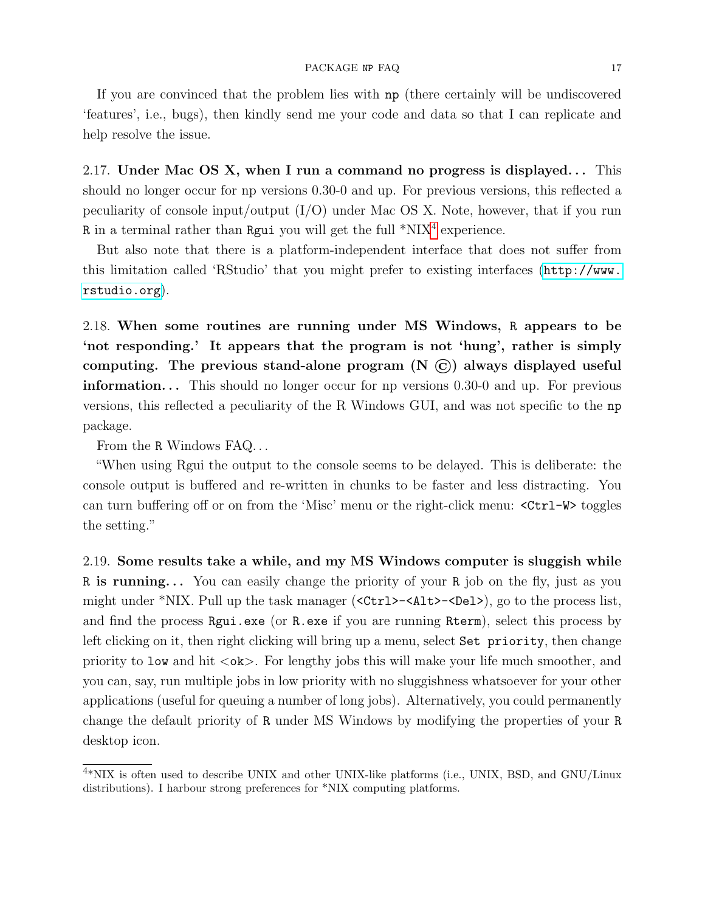If you are convinced that the problem lies with np (there certainly will be undiscovered 'features', i.e., bugs), then kindly send me your code and data so that I can replicate and help resolve the issue.

2.17. **Under Mac OS X, when I run a command no progress is displayed. . .** This should no longer occur for np versions 0.30-0 and up. For previous versions, this reflected a peculiarity of console input/output (I/O) under Mac OS X. Note, however, that if you run R in a terminal rather than Rgui you will get the full *NIX[4] experience.

But also note that there is a platform-independent interface that does not suffer from this limitation called 'RStudio' that you might prefer to existing interfaces (http://www.rstudio.org).

2.18. **When some routines are running under MS Windows, R appears to be 'not responding.' It appears that the program is not 'hung', rather is simply computing. The previous stand-alone program (N ©) always displayed useful information. . .** This should no longer occur for np versions 0.30-0 and up. For previous versions, this reflected a peculiarity of the R Windows GUI, and was not specific to the np package.

From the R Windows FAQ. . .

"When using Rgui the output to the console seems to be delayed. This is deliberate: the console output is buffered and re-written in chunks to be faster and less distracting. You can turn buffering off or on from the 'Misc' menu or the right-click menu: `<Ctrl-W>` toggles the setting."

2.19. **Some results take a while, and my MS Windows computer is sluggish while R is running. . .** You can easily change the priority of your R job on the fly, just as you might under *NIX. Pull up the task manager (`<Ctrl>-<Alt>-<Del>`), go to the process list, and find the process `Rgui.exe` (or `R.exe` if you are running `Rterm`), select this process by left clicking on it, then right clicking will bring up a menu, select `Set priority`, then change priority to `low` and hit <`ok`>. For lengthy jobs this will make your life much smoother, and you can, say, run multiple jobs in low priority with no sluggishness whatsoever for your other applications (useful for queuing a number of long jobs). Alternatively, you could permanently change the default priority of R under MS Windows by modifying the properties of your R desktop icon.

---

[4] *NIX is often used to describe UNIX and other UNIX-like platforms (i.e., UNIX, BSD, and GNU/Linux distributions). I harbour strong preferences for *NIX computing platforms.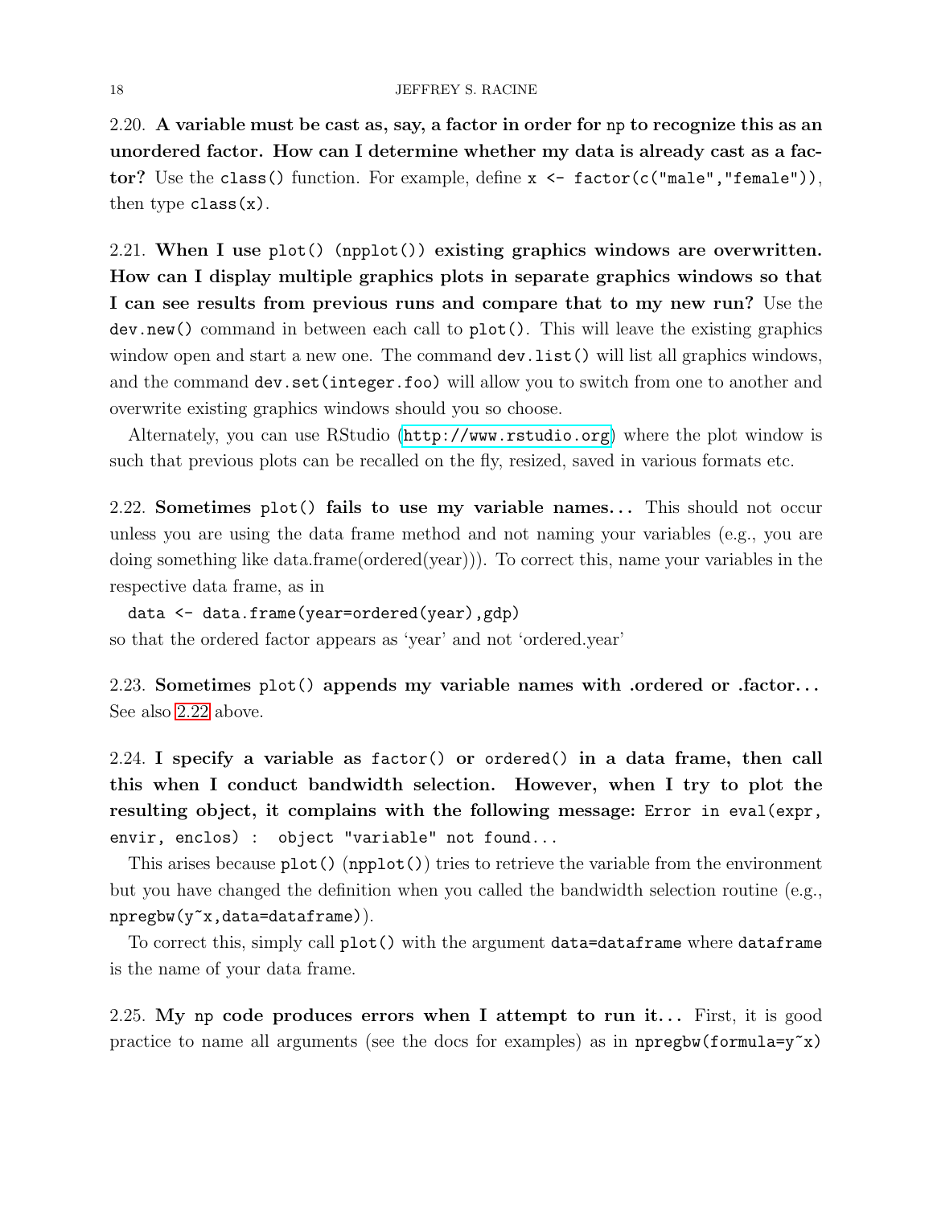2.20. **A variable must be cast as, say, a factor in order for `np` to recognize this as an unordered factor. How can I determine whether my data is already cast as a factor?** Use the `class()` function. For example, define `x <- factor(c("male","female"))`, then type `class(x)`.

2.21. **When I use `plot()` (`npplot()`) existing graphics windows are overwritten. How can I display multiple graphics plots in separate graphics windows so that I can see results from previous runs and compare that to my new run?** Use the `dev.new()` command in between each call to `plot()`. This will leave the existing graphics window open and start a new one. The command `dev.list()` will list all graphics windows, and the command `dev.set(integer.foo)` will allow you to switch from one to another and overwrite existing graphics windows should you so choose.

Alternately, you can use RStudio (http://www.rstudio.org) where the plot window is such that previous plots can be recalled on the fly, resized, saved in various formats etc.

2.22. **Sometimes `plot()` fails to use my variable names...** This should not occur unless you are using the data frame method and not naming your variables (e.g., you are doing something like data.frame(ordered(year))). To correct this, name your variables in the respective data frame, as in

```
data <- data.frame(year=ordered(year),gdp)
```

so that the ordered factor appears as 'year' and not 'ordered.year'

2.23. **Sometimes `plot()` appends my variable names with .ordered or .factor...** See also 2.22 above.

2.24. **I specify a variable as `factor()` or `ordered()` in a data frame, then call this when I conduct bandwidth selection. However, when I try to plot the resulting object, it complains with the following message:** `Error in eval(expr, envir, enclos) : object "variable" not found...`

This arises because `plot()` (`npplot()`) tries to retrieve the variable from the environment but you have changed the definition when you called the bandwidth selection routine (e.g., `npregbw(y~x,data=dataframe)`).

To correct this, simply call `plot()` with the argument `data=dataframe` where `dataframe` is the name of your data frame.

2.25. **My `np` code produces errors when I attempt to run it...** First, it is good practice to name all arguments (see the docs for examples) as in `npregbw(formula=y~x)`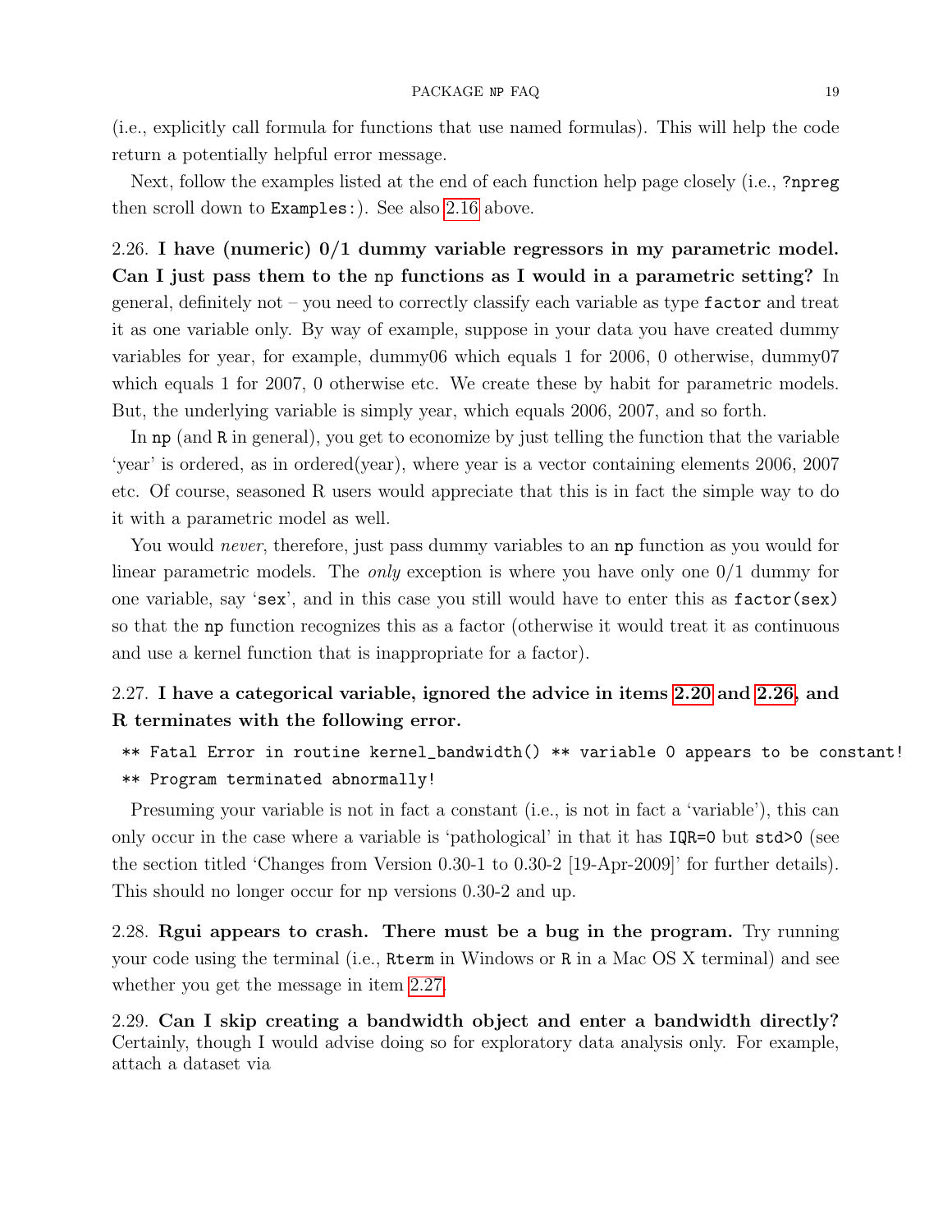(i.e., explicitly call formula for functions that use named formulas). This will help the code return a potentially helpful error message.

Next, follow the examples listed at the end of each function help page closely (i.e., `?npreg` then scroll down to `Examples:`). See also 2.16 above.

2.26. **I have (numeric) 0/1 dummy variable regressors in my parametric model. Can I just pass them to the np functions as I would in a parametric setting?** In general, definitely not – you need to correctly classify each variable as type `factor` and treat it as one variable only. By way of example, suppose in your data you have created dummy variables for year, for example, dummy06 which equals 1 for 2006, 0 otherwise, dummy07 which equals 1 for 2007, 0 otherwise etc. We create these by habit for parametric models. But, the underlying variable is simply year, which equals 2006, 2007, and so forth.

In `np` (and `R` in general), you get to economize by just telling the function that the variable 'year' is ordered, as in ordered(year), where year is a vector containing elements 2006, 2007 etc. Of course, seasoned R users would appreciate that this is in fact the simple way to do it with a parametric model as well.

You would *never*, therefore, just pass dummy variables to an `np` function as you would for linear parametric models. The *only* exception is where you have only one 0/1 dummy for one variable, say '`sex`', and in this case you still would have to enter this as `factor(sex)` so that the `np` function recognizes this as a factor (otherwise it would treat it as continuous and use a kernel function that is inappropriate for a factor).

2.27. **I have a categorical variable, ignored the advice in items 2.20 and 2.26, and R terminates with the following error.**

```
** Fatal Error in routine kernel_bandwidth() ** variable 0 appears to be constant!
** Program terminated abnormally!
```

Presuming your variable is not in fact a constant (i.e., is not in fact a 'variable'), this can only occur in the case where a variable is 'pathological' in that it has `IQR=0` but `std>0` (see the section titled 'Changes from Version 0.30-1 to 0.30-2 [19-Apr-2009]' for further details). This should no longer occur for np versions 0.30-2 and up.

2.28. **Rgui appears to crash. There must be a bug in the program.** Try running your code using the terminal (i.e., `Rterm` in Windows or `R` in a Mac OS X terminal) and see whether you get the message in item 2.27.

2.29. **Can I skip creating a bandwidth object and enter a bandwidth directly?** Certainly, though I would advise doing so for exploratory data analysis only. For example, attach a dataset via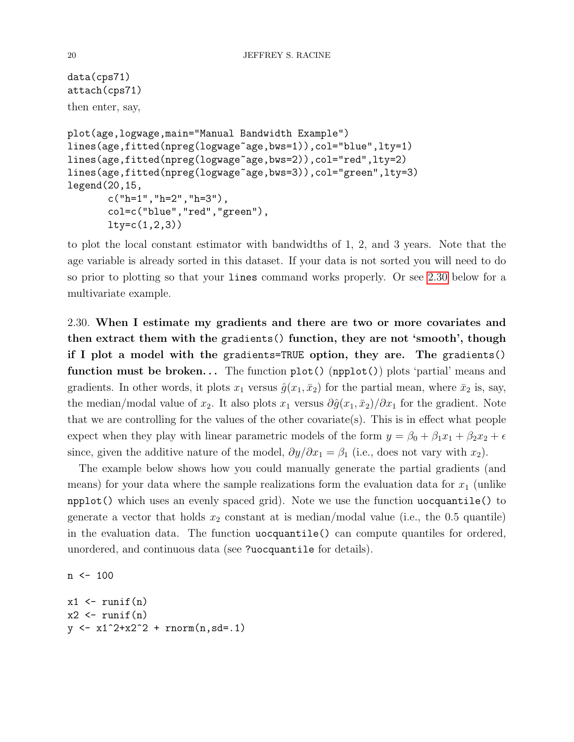```
data(cps71)
attach(cps71)
```

then enter, say,

```
plot(age,logwage,main="Manual Bandwidth Example")
lines(age,fitted(npreg(logwage~age,bws=1)),col="blue",lty=1)
lines(age,fitted(npreg(logwage~age,bws=2)),col="red",lty=2)
lines(age,fitted(npreg(logwage~age,bws=3)),col="green",lty=3)
legend(20,15,
       c("h=1","h=2","h=3"),
       col=c("blue","red","green"),
       lty=c(1,2,3))
```

to plot the local constant estimator with bandwidths of 1, 2, and 3 years. Note that the age variable is already sorted in this dataset. If your data is not sorted you will need to do so prior to plotting so that your `lines` command works properly. Or see 2.30 below for a multivariate example.

2.30. **When I estimate my gradients and there are two or more covariates and then extract them with the `gradients()` function, they are not 'smooth', though if I plot a model with the `gradients=TRUE` option, they are. The `gradients()` function must be broken. . .** The function `plot()` (`npplot()`) plots 'partial' means and gradients. In other words, it plots $x_1$ versus $\hat{g}(x_1, \bar{x}_2)$ for the partial mean, where $\bar{x}_2$ is, say, the median/modal value of $x_2$. It also plots $x_1$ versus $\partial\hat{g}(x_1, \bar{x}_2)/\partial x_1$ for the gradient. Note that we are controlling for the values of the other covariate(s). This is in effect what people expect when they play with linear parametric models of the form $y = \beta_0 + \beta_1 x_1 + \beta_2 x_2 + \epsilon$ since, given the additive nature of the model, $\partial y/\partial x_1 = \beta_1$ (i.e., does not vary with $x_2$).

The example below shows how you could manually generate the partial gradients (and means) for your data where the sample realizations form the evaluation data for $x_1$ (unlike `npplot()` which uses an evenly spaced grid). Note we use the function `uocquantile()` to generate a vector that holds $x_2$ constant at is median/modal value (i.e., the 0.5 quantile) in the evaluation data. The function `uocquantile()` can compute quantiles for ordered, unordered, and continuous data (see `?uocquantile` for details).

```
n <- 100

x1 <- runif(n)
x2 <- runif(n)
y <- x1^2+x2^2 + rnorm(n,sd=.1)
```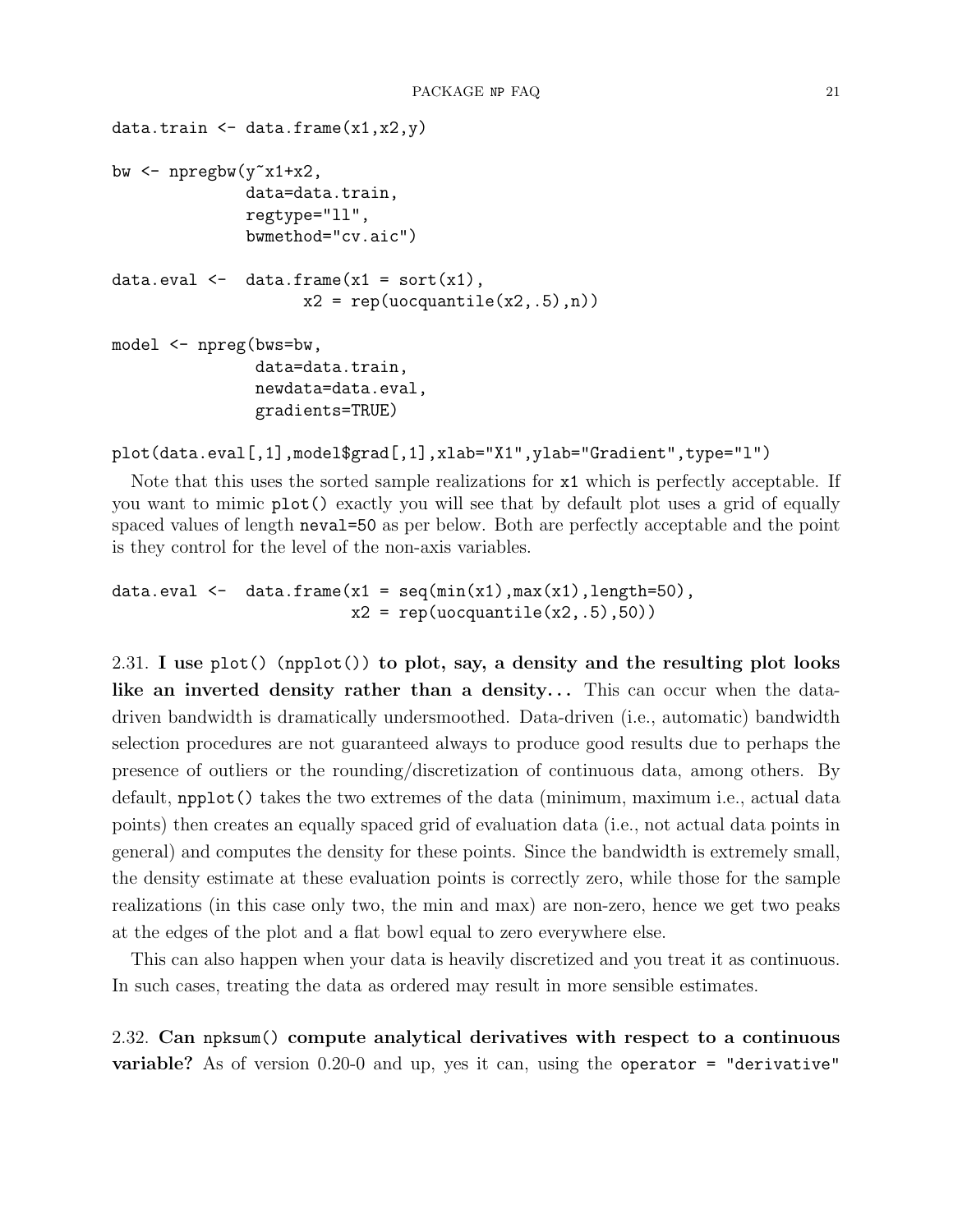```
data.train <- data.frame(x1,x2,y)

bw <- npregbw(y~x1+x2,
              data=data.train,
              regtype="ll",
              bwmethod="cv.aic")

data.eval <-  data.frame(x1 = sort(x1),
                    x2 = rep(uocquantile(x2,.5),n))

model <- npreg(bws=bw,
               data=data.train,
               newdata=data.eval,
               gradients=TRUE)

plot(data.eval[,1],model$grad[,1],xlab="X1",ylab="Gradient",type="l")
```

Note that this uses the sorted sample realizations for `x1` which is perfectly acceptable. If you want to mimic `plot()` exactly you will see that by default plot uses a grid of equally spaced values of length `neval=50` as per below. Both are perfectly acceptable and the point is they control for the level of the non-axis variables.

```
data.eval <-  data.frame(x1 = seq(min(x1),max(x1),length=50),
                         x2 = rep(uocquantile(x2,.5),50))
```

2.31. **I use `plot()` (`npplot()`) to plot, say, a density and the resulting plot looks like an inverted density rather than a density...** This can occur when the data-driven bandwidth is dramatically undersmoothed. Data-driven (i.e., automatic) bandwidth selection procedures are not guaranteed always to produce good results due to perhaps the presence of outliers or the rounding/discretization of continuous data, among others. By default, `npplot()` takes the two extremes of the data (minimum, maximum i.e., actual data points) then creates an equally spaced grid of evaluation data (i.e., not actual data points in general) and computes the density for these points. Since the bandwidth is extremely small, the density estimate at these evaluation points is correctly zero, while those for the sample realizations (in this case only two, the min and max) are non-zero, hence we get two peaks at the edges of the plot and a flat bowl equal to zero everywhere else.

This can also happen when your data is heavily discretized and you treat it as continuous. In such cases, treating the data as ordered may result in more sensible estimates.

2.32. **Can `npksum()` compute analytical derivatives with respect to a continuous variable?** As of version 0.20-0 and up, yes it can, using the `operator = "derivative"`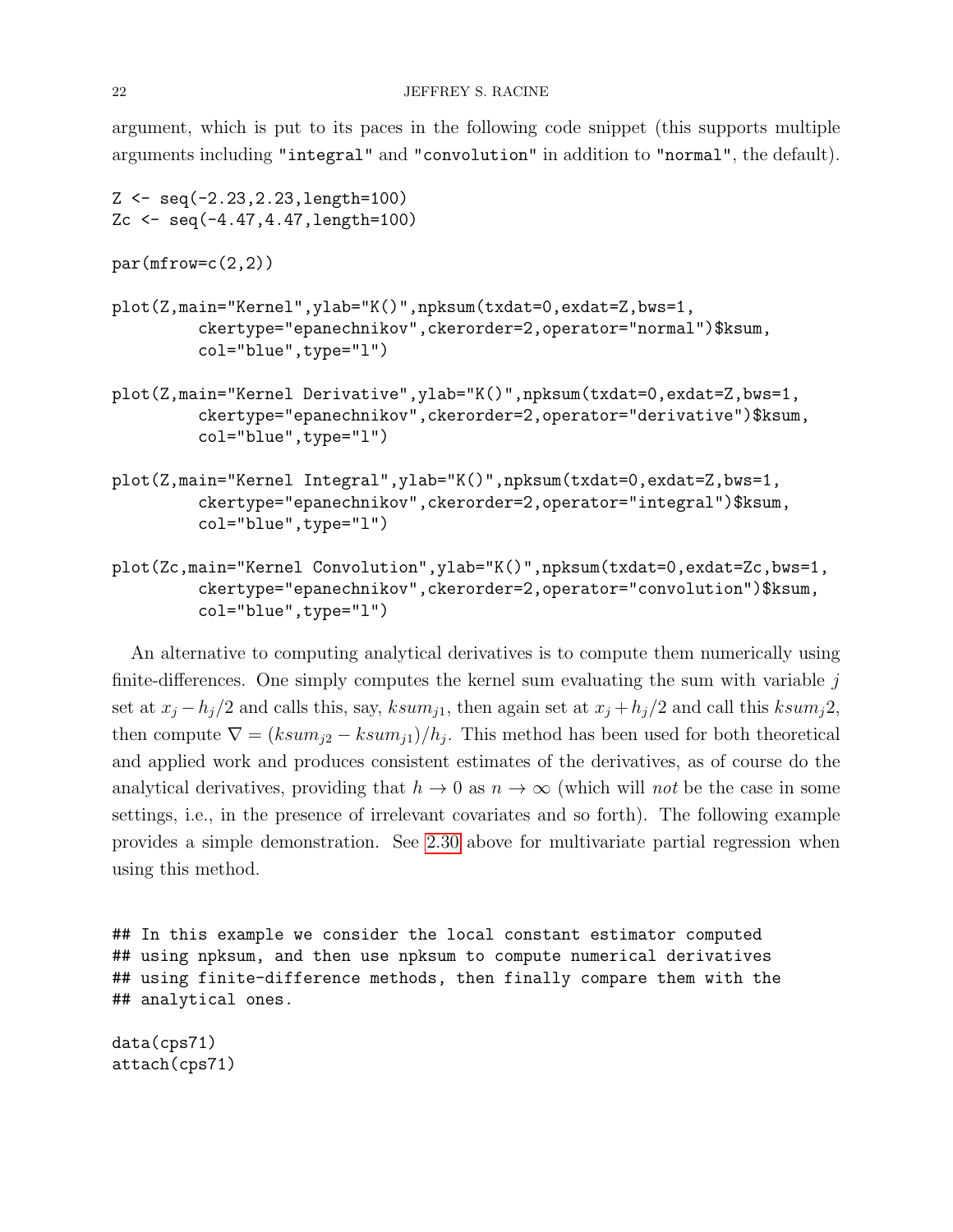argument, which is put to its paces in the following code snippet (this supports multiple arguments including "integral" and "convolution" in addition to "normal", the default).

```
Z <- seq(-2.23,2.23,length=100)
Zc <- seq(-4.47,4.47,length=100)

par(mfrow=c(2,2))

plot(Z,main="Kernel",ylab="K()",npksum(txdat=0,exdat=Z,bws=1,
         ckertype="epanechnikov",ckerorder=2,operator="normal")$ksum,
         col="blue",type="l")

plot(Z,main="Kernel Derivative",ylab="K()",npksum(txdat=0,exdat=Z,bws=1,
         ckertype="epanechnikov",ckerorder=2,operator="derivative")$ksum,
         col="blue",type="l")

plot(Z,main="Kernel Integral",ylab="K()",npksum(txdat=0,exdat=Z,bws=1,
         ckertype="epanechnikov",ckerorder=2,operator="integral")$ksum,
         col="blue",type="l")

plot(Zc,main="Kernel Convolution",ylab="K()",npksum(txdat=0,exdat=Zc,bws=1,
         ckertype="epanechnikov",ckerorder=2,operator="convolution")$ksum,
         col="blue",type="l")
```

An alternative to computing analytical derivatives is to compute them numerically using finite-differences. One simply computes the kernel sum evaluating the sum with variable $j$ set at $x_j - h_j/2$ and calls this, say, $ksum_{j1}$, then again set at $x_j + h_j/2$ and call this $ksum_j2$, then compute $\nabla = (ksum_{j2} - ksum_{j1})/h_j$. This method has been used for both theoretical and applied work and produces consistent estimates of the derivatives, as of course do the analytical derivatives, providing that $h \to 0$ as $n \to \infty$ (which will *not* be the case in some settings, i.e., in the presence of irrelevant covariates and so forth). The following example provides a simple demonstration. See 2.30 above for multivariate partial regression when using this method.

```
## In this example we consider the local constant estimator computed
## using npksum, and then use npksum to compute numerical derivatives
## using finite-difference methods, then finally compare them with the
## analytical ones.

data(cps71)
attach(cps71)
```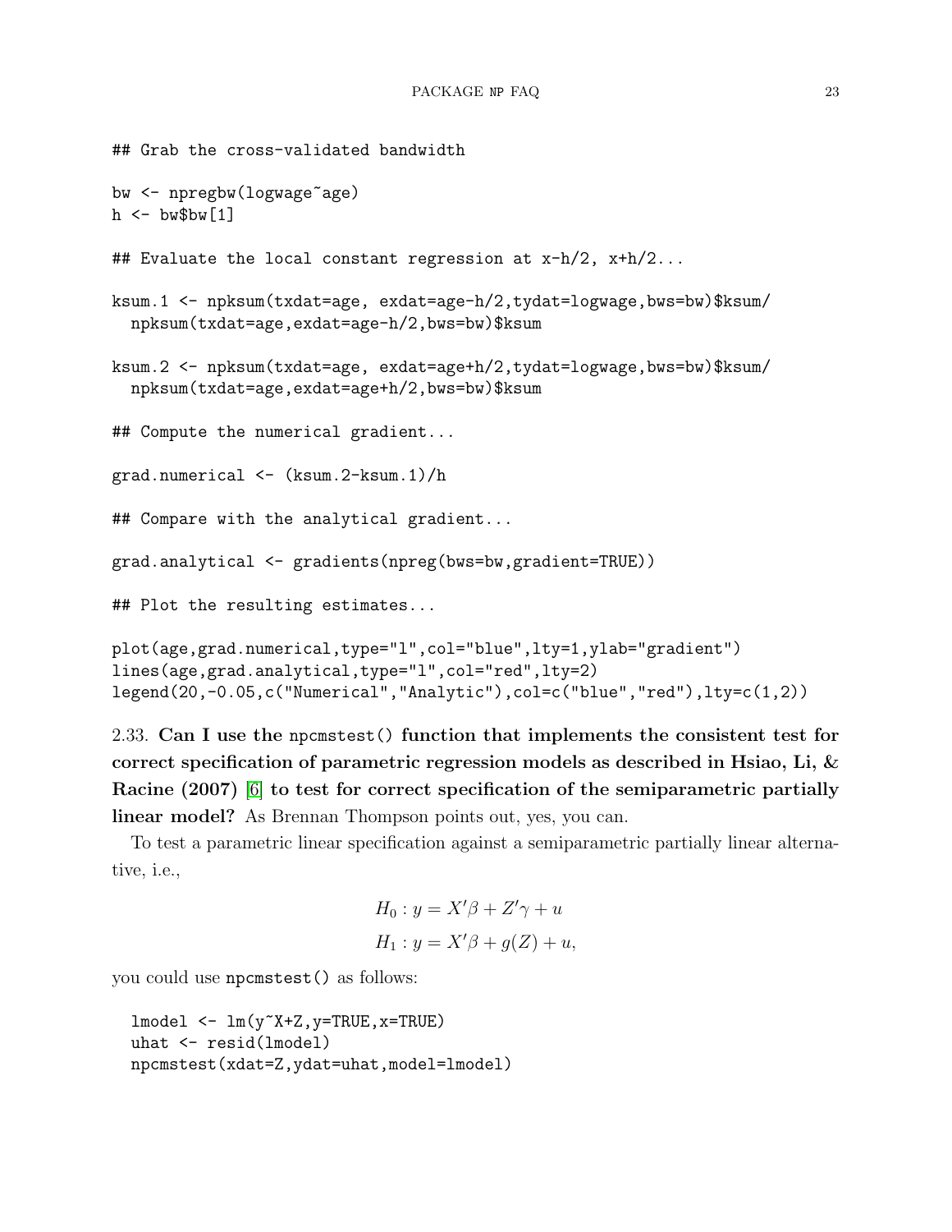```
## Grab the cross-validated bandwidth

bw <- npregbw(logwage~age)
h <- bw$bw[1]

## Evaluate the local constant regression at x-h/2, x+h/2...

ksum.1 <- npksum(txdat=age, exdat=age-h/2,tydat=logwage,bws=bw)$ksum/
  npksum(txdat=age,exdat=age-h/2,bws=bw)$ksum

ksum.2 <- npksum(txdat=age, exdat=age+h/2,tydat=logwage,bws=bw)$ksum/
  npksum(txdat=age,exdat=age+h/2,bws=bw)$ksum

## Compute the numerical gradient...

grad.numerical <- (ksum.2-ksum.1)/h

## Compare with the analytical gradient...

grad.analytical <- gradients(npreg(bws=bw,gradient=TRUE))

## Plot the resulting estimates...

plot(age,grad.numerical,type="l",col="blue",lty=1,ylab="gradient")
lines(age,grad.analytical,type="l",col="red",lty=2)
legend(20,-0.05,c("Numerical","Analytic"),col=c("blue","red"),lty=c(1,2))
```

2.33. **Can I use the `npcmstest()` function that implements the consistent test for correct specification of parametric regression models as described in Hsiao, Li, & Racine (2007) [6] to test for correct specification of the semiparametric partially linear model?** As Brennan Thompson points out, yes, you can.

To test a parametric linear specification against a semiparametric partially linear alternative, i.e.,

$$H_0 : y = X'\beta + Z'\gamma + u$$
$$H_1 : y = X'\beta + g(Z) + u,$$

you could use `npcmstest()` as follows:

```
lmodel <- lm(y~X+Z,y=TRUE,x=TRUE)
uhat <- resid(lmodel)
npcmstest(xdat=Z,ydat=uhat,model=lmodel)
```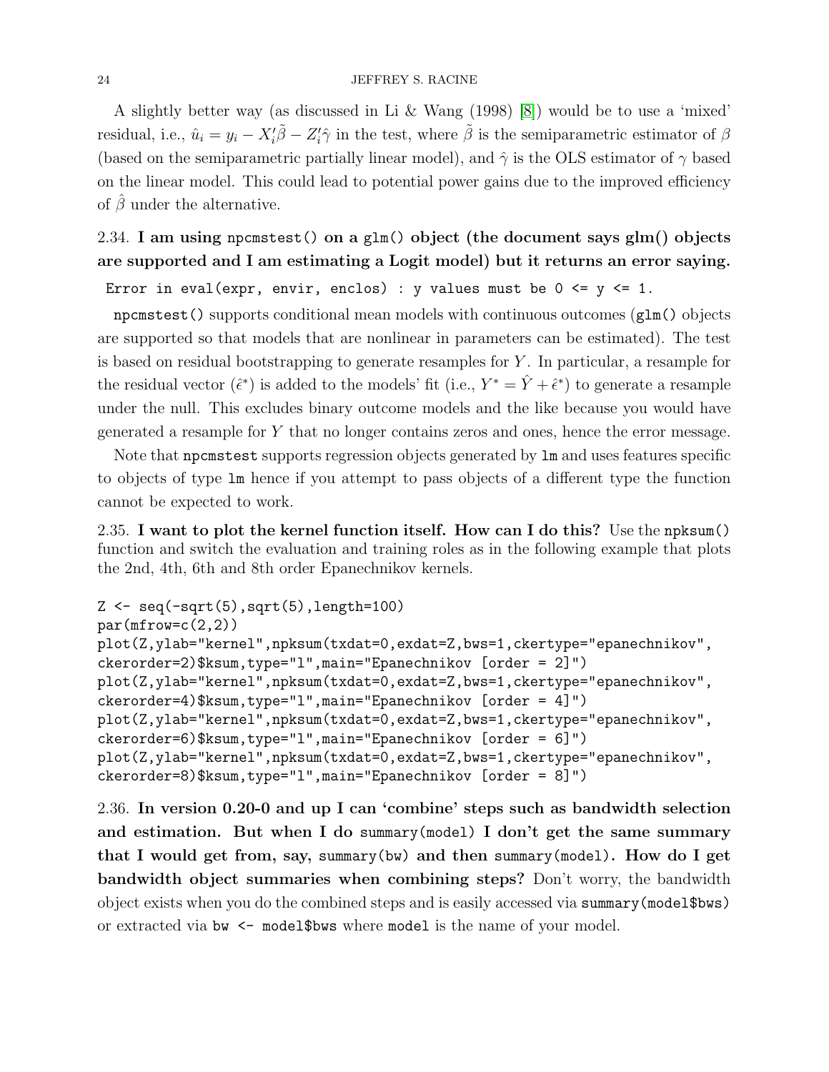A slightly better way (as discussed in Li & Wang (1998) [8]) would be to use a 'mixed' residual, i.e., $\hat{u}_i = y_i - X_i'\tilde{\beta} - Z_i'\hat{\gamma}$ in the test, where $\tilde{\beta}$ is the semiparametric estimator of $\beta$ (based on the semiparametric partially linear model), and $\hat{\gamma}$ is the OLS estimator of $\gamma$ based on the linear model. This could lead to potential power gains due to the improved efficiency of $\hat{\beta}$ under the alternative.

### 2.34. I am using `npcmstest()` on a `glm()` object (the document says glm() objects are supported and I am estimating a Logit model) but it returns an error saying.

```
Error in eval(expr, envir, enclos) : y values must be 0 <= y <= 1.
```

`npcmstest()` supports conditional mean models with continuous outcomes (`glm()` objects are supported so that models that are nonlinear in parameters can be estimated). The test is based on residual bootstrapping to generate resamples for $Y$. In particular, a resample for the residual vector ($\hat{\epsilon}^*$) is added to the models' fit (i.e., $Y^* = \hat{Y} + \hat{\epsilon}^*$) to generate a resample under the null. This excludes binary outcome models and the like because you would have generated a resample for $Y$ that no longer contains zeros and ones, hence the error message.

Note that `npcmstest` supports regression objects generated by `lm` and uses features specific to objects of type `lm` hence if you attempt to pass objects of a different type the function cannot be expected to work.

### 2.35. I want to plot the kernel function itself. How can I do this?

Use the `npksum()` function and switch the evaluation and training roles as in the following example that plots the 2nd, 4th, 6th and 8th order Epanechnikov kernels.

```
Z <- seq(-sqrt(5),sqrt(5),length=100)
par(mfrow=c(2,2))
plot(Z,ylab="kernel",npksum(txdat=0,exdat=Z,bws=1,ckertype="epanechnikov",
ckerorder=2)$ksum,type="l",main="Epanechnikov [order = 2]")
plot(Z,ylab="kernel",npksum(txdat=0,exdat=Z,bws=1,ckertype="epanechnikov",
ckerorder=4)$ksum,type="l",main="Epanechnikov [order = 4]")
plot(Z,ylab="kernel",npksum(txdat=0,exdat=Z,bws=1,ckertype="epanechnikov",
ckerorder=6)$ksum,type="l",main="Epanechnikov [order = 6]")
plot(Z,ylab="kernel",npksum(txdat=0,exdat=Z,bws=1,ckertype="epanechnikov",
ckerorder=8)$ksum,type="l",main="Epanechnikov [order = 8]")
```

### 2.36. In version 0.20-0 and up I can 'combine' steps such as bandwidth selection and estimation. But when I do `summary(model)` I don't get the same summary that I would get from, say, `summary(bw)` and then `summary(model)`. How do I get bandwidth object summaries when combining steps?

Don't worry, the bandwidth object exists when you do the combined steps and is easily accessed via `summary(model$bws)` or extracted via `bw <- model$bws` where `model` is the name of your model.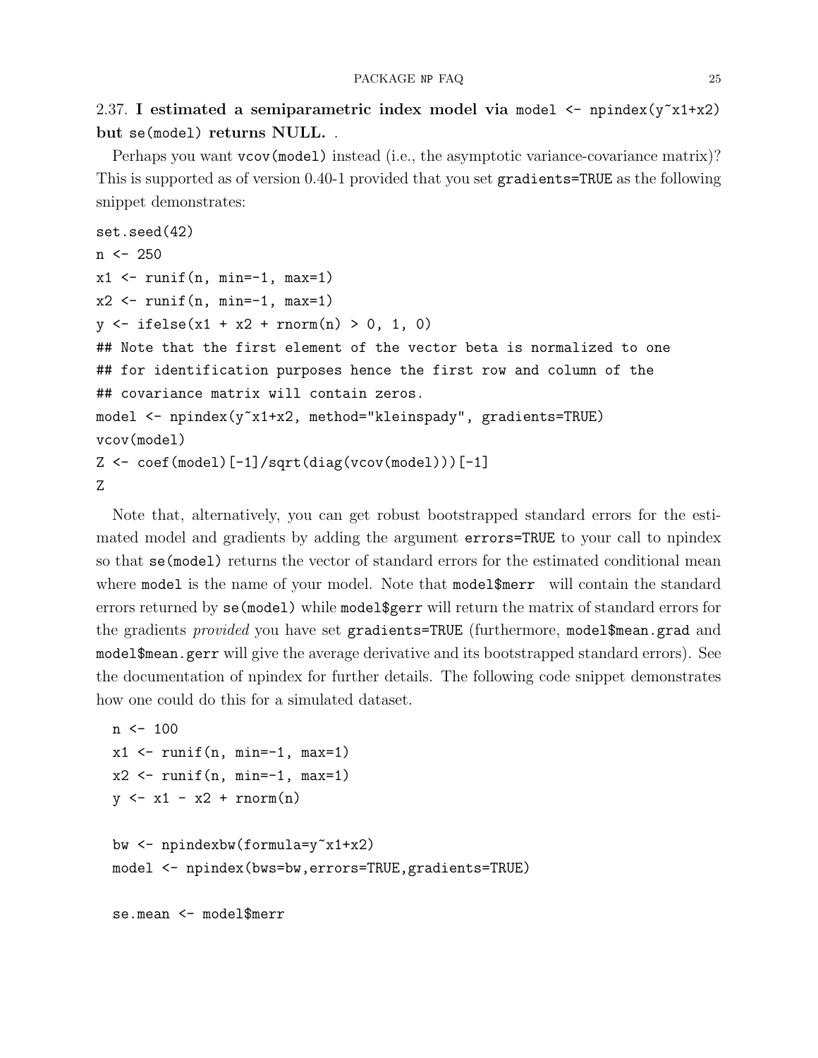### 2.37. I estimated a semiparametric index model via `model <- npindex(y~x1+x2)` but `se(model)` returns NULL. .

Perhaps you want `vcov(model)` instead (i.e., the asymptotic variance-covariance matrix)? This is supported as of version 0.40-1 provided that you set `gradients=TRUE` as the following snippet demonstrates:

```
set.seed(42)
n <- 250
x1 <- runif(n, min=-1, max=1)
x2 <- runif(n, min=-1, max=1)
y <- ifelse(x1 + x2 + rnorm(n) > 0, 1, 0)
## Note that the first element of the vector beta is normalized to one
## for identification purposes hence the first row and column of the
## covariance matrix will contain zeros.
model <- npindex(y~x1+x2, method="kleinspady", gradients=TRUE)
vcov(model)
Z <- coef(model)[-1]/sqrt(diag(vcov(model)))[-1]
Z
```

Note that, alternatively, you can get robust bootstrapped standard errors for the estimated model and gradients by adding the argument `errors=TRUE` to your call to npindex so that `se(model)` returns the vector of standard errors for the estimated conditional mean where `model` is the name of your model. Note that `model$merr` will contain the standard errors returned by `se(model)` while `model$gerr` will return the matrix of standard errors for the gradients *provided* you have set `gradients=TRUE` (furthermore, `model$mean.grad` and `model$mean.gerr` will give the average derivative and its bootstrapped standard errors). See the documentation of npindex for further details. The following code snippet demonstrates how one could do this for a simulated dataset.

```
n <- 100
x1 <- runif(n, min=-1, max=1)
x2 <- runif(n, min=-1, max=1)
y <- x1 - x2 + rnorm(n)

bw <- npindexbw(formula=y~x1+x2)
model <- npindex(bws=bw,errors=TRUE,gradients=TRUE)

se.mean <- model$merr
```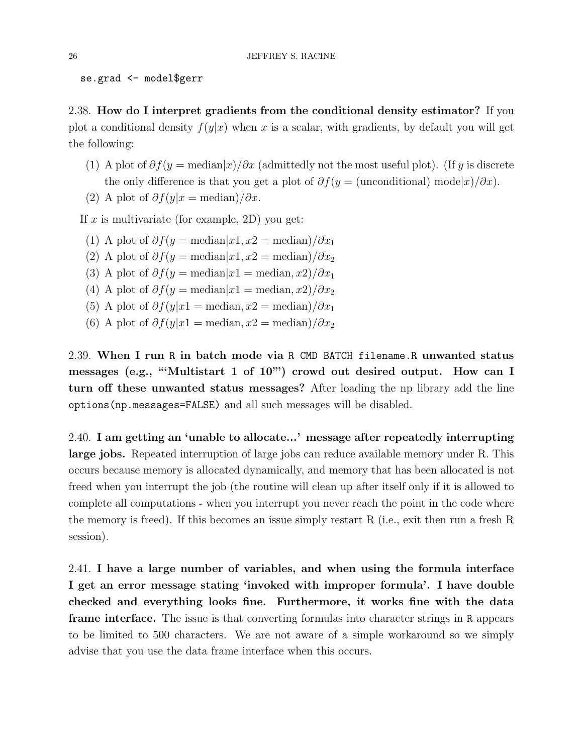```
se.grad <- model$gerr
```

2.38. **How do I interpret gradients from the conditional density estimator?** If you plot a conditional density $f(y|x)$ when $x$ is a scalar, with gradients, by default you will get the following:

(1) A plot of $\partial f(y = \text{median}|x)/\partial x$ (admittedly not the most useful plot). (If $y$ is discrete the only difference is that you get a plot of $\partial f(y = \text{(unconditional) mode}|x)/\partial x$).
(2) A plot of $\partial f(y|x = \text{median})/\partial x$.

If $x$ is multivariate (for example, 2D) you get:

(1) A plot of $\partial f(y = \text{median}|x1, x2 = \text{median})/\partial x_1$
(2) A plot of $\partial f(y = \text{median}|x1, x2 = \text{median})/\partial x_2$
(3) A plot of $\partial f(y = \text{median}|x1 = \text{median}, x2)/\partial x_1$
(4) A plot of $\partial f(y = \text{median}|x1 = \text{median}, x2)/\partial x_2$
(5) A plot of $\partial f(y|x1 = \text{median}, x2 = \text{median})/\partial x_1$
(6) A plot of $\partial f(y|x1 = \text{median}, x2 = \text{median})/\partial x_2$

2.39. **When I run `R` in batch mode via `R CMD BATCH filename.R` unwanted status messages (e.g., "'Multistart 1 of 10'") crowd out desired output. How can I turn off these unwanted status messages?** After loading the np library add the line `options(np.messages=FALSE)` and all such messages will be disabled.

2.40. **I am getting an 'unable to allocate...' message after repeatedly interrupting large jobs.** Repeated interruption of large jobs can reduce available memory under R. This occurs because memory is allocated dynamically, and memory that has been allocated is not freed when you interrupt the job (the routine will clean up after itself only if it is allowed to complete all computations - when you interrupt you never reach the point in the code where the memory is freed). If this becomes an issue simply restart R (i.e., exit then run a fresh R session).

2.41. **I have a large number of variables, and when using the formula interface I get an error message stating 'invoked with improper formula'. I have double checked and everything looks fine. Furthermore, it works fine with the data frame interface.** The issue is that converting formulas into character strings in `R` appears to be limited to 500 characters. We are not aware of a simple workaround so we simply advise that you use the data frame interface when this occurs.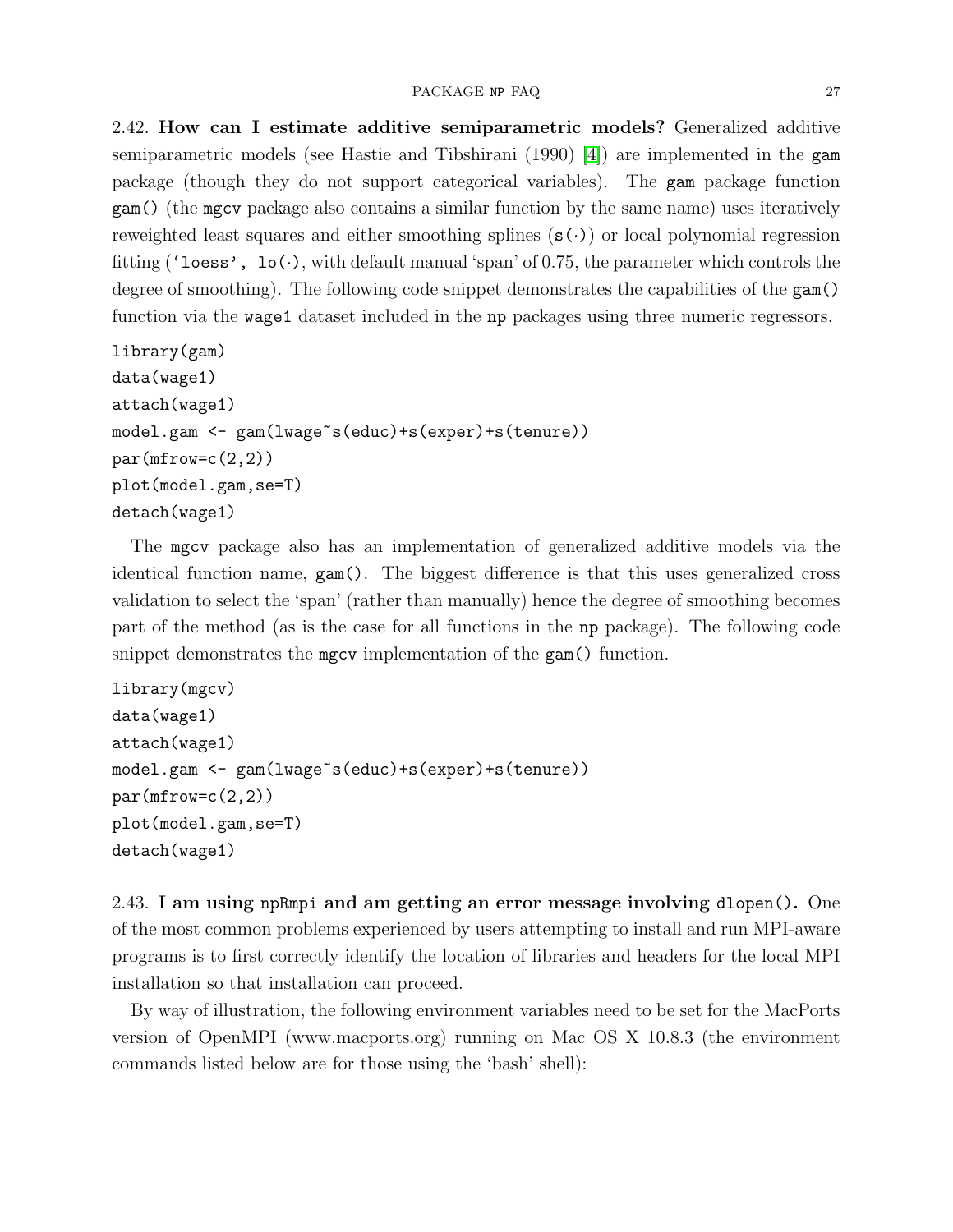2.42. **How can I estimate additive semiparametric models?** Generalized additive semiparametric models (see Hastie and Tibshirani (1990) [4]) are implemented in the `gam` package (though they do not support categorical variables). The `gam` package function `gam()` (the `mgcv` package also contains a similar function by the same name) uses iteratively reweighted least squares and either smoothing splines (`s(·)`) or local polynomial regression fitting (`'loess', lo(·)`, with default manual 'span' of 0.75, the parameter which controls the degree of smoothing). The following code snippet demonstrates the capabilities of the `gam()` function via the `wage1` dataset included in the `np` packages using three numeric regressors.

```
library(gam)
data(wage1)
attach(wage1)
model.gam <- gam(lwage~s(educ)+s(exper)+s(tenure))
par(mfrow=c(2,2))
plot(model.gam,se=T)
detach(wage1)
```

The `mgcv` package also has an implementation of generalized additive models via the identical function name, `gam()`. The biggest difference is that this uses generalized cross validation to select the 'span' (rather than manually) hence the degree of smoothing becomes part of the method (as is the case for all functions in the `np` package). The following code snippet demonstrates the `mgcv` implementation of the `gam()` function.

```
library(mgcv)
data(wage1)
attach(wage1)
model.gam <- gam(lwage~s(educ)+s(exper)+s(tenure))
par(mfrow=c(2,2))
plot(model.gam,se=T)
detach(wage1)
```

2.43. **I am using `npRmpi` and am getting an error message involving `dlopen()`.** One of the most common problems experienced by users attempting to install and run MPI-aware programs is to first correctly identify the location of libraries and headers for the local MPI installation so that installation can proceed.

By way of illustration, the following environment variables need to be set for the MacPorts version of OpenMPI (www.macports.org) running on Mac OS X 10.8.3 (the environment commands listed below are for those using the 'bash' shell):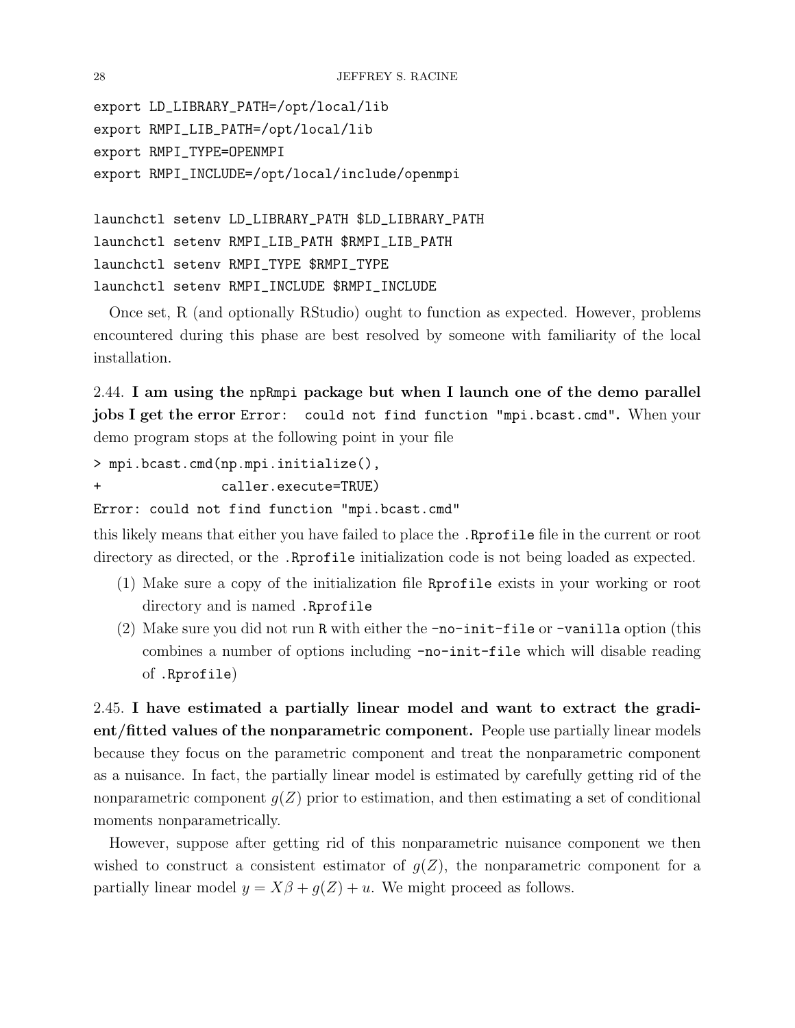```
export LD_LIBRARY_PATH=/opt/local/lib
export RMPI_LIB_PATH=/opt/local/lib
export RMPI_TYPE=OPENMPI
export RMPI_INCLUDE=/opt/local/include/openmpi

launchctl setenv LD_LIBRARY_PATH $LD_LIBRARY_PATH
launchctl setenv RMPI_LIB_PATH $RMPI_LIB_PATH
launchctl setenv RMPI_TYPE $RMPI_TYPE
launchctl setenv RMPI_INCLUDE $RMPI_INCLUDE
```

Once set, R (and optionally RStudio) ought to function as expected. However, problems encountered during this phase are best resolved by someone with familiarity of the local installation.

2.44. **I am using the `npRmpi` package but when I launch one of the demo parallel jobs I get the error `Error: could not find function "mpi.bcast.cmd"`.** When your demo program stops at the following point in your file

```
> mpi.bcast.cmd(np.mpi.initialize(),
+               caller.execute=TRUE)
Error: could not find function "mpi.bcast.cmd"
```

this likely means that either you have failed to place the `.Rprofile` file in the current or root directory as directed, or the `.Rprofile` initialization code is not being loaded as expected.

(1) Make sure a copy of the initialization file `Rprofile` exists in your working or root directory and is named `.Rprofile`
(2) Make sure you did not run `R` with either the `-no-init-file` or `-vanilla` option (this combines a number of options including `-no-init-file` which will disable reading of `.Rprofile`)

2.45. **I have estimated a partially linear model and want to extract the gradient/fitted values of the nonparametric component.** People use partially linear models because they focus on the parametric component and treat the nonparametric component as a nuisance. In fact, the partially linear model is estimated by carefully getting rid of the nonparametric component $g(Z)$ prior to estimation, and then estimating a set of conditional moments nonparametrically.

However, suppose after getting rid of this nonparametric nuisance component we then wished to construct a consistent estimator of $g(Z)$, the nonparametric component for a partially linear model $y = X\beta + g(Z) + u$. We might proceed as follows.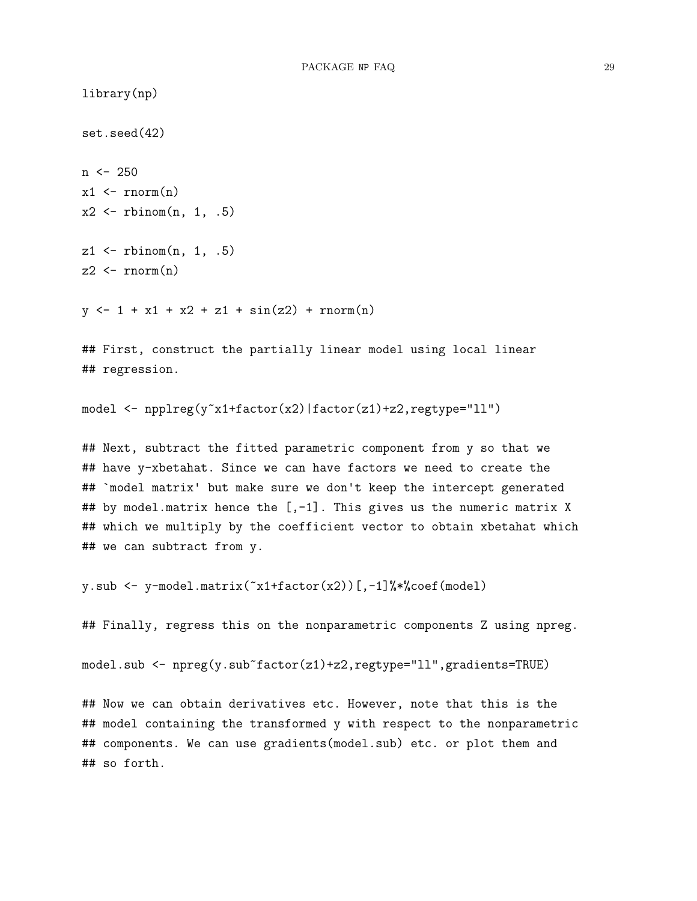```
library(np)

set.seed(42)

n <- 250
x1 <- rnorm(n)
x2 <- rbinom(n, 1, .5)

z1 <- rbinom(n, 1, .5)
z2 <- rnorm(n)

y <- 1 + x1 + x2 + z1 + sin(z2) + rnorm(n)

## First, construct the partially linear model using local linear
## regression.

model <- npplreg(y~x1+factor(x2)|factor(z1)+z2,regtype="ll")

## Next, subtract the fitted parametric component from y so that we
## have y-xbetahat. Since we can have factors we need to create the
## `model matrix' but make sure we don't keep the intercept generated
## by model.matrix hence the [,-1]. This gives us the numeric matrix X
## which we multiply by the coefficient vector to obtain xbetahat which
## we can subtract from y.

y.sub <- y-model.matrix(~x1+factor(x2))[,-1]%*%coef(model)

## Finally, regress this on the nonparametric components Z using npreg.

model.sub <- npreg(y.sub~factor(z1)+z2,regtype="ll",gradients=TRUE)

## Now we can obtain derivatives etc. However, note that this is the
## model containing the transformed y with respect to the nonparametric
## components. We can use gradients(model.sub) etc. or plot them and
## so forth.
```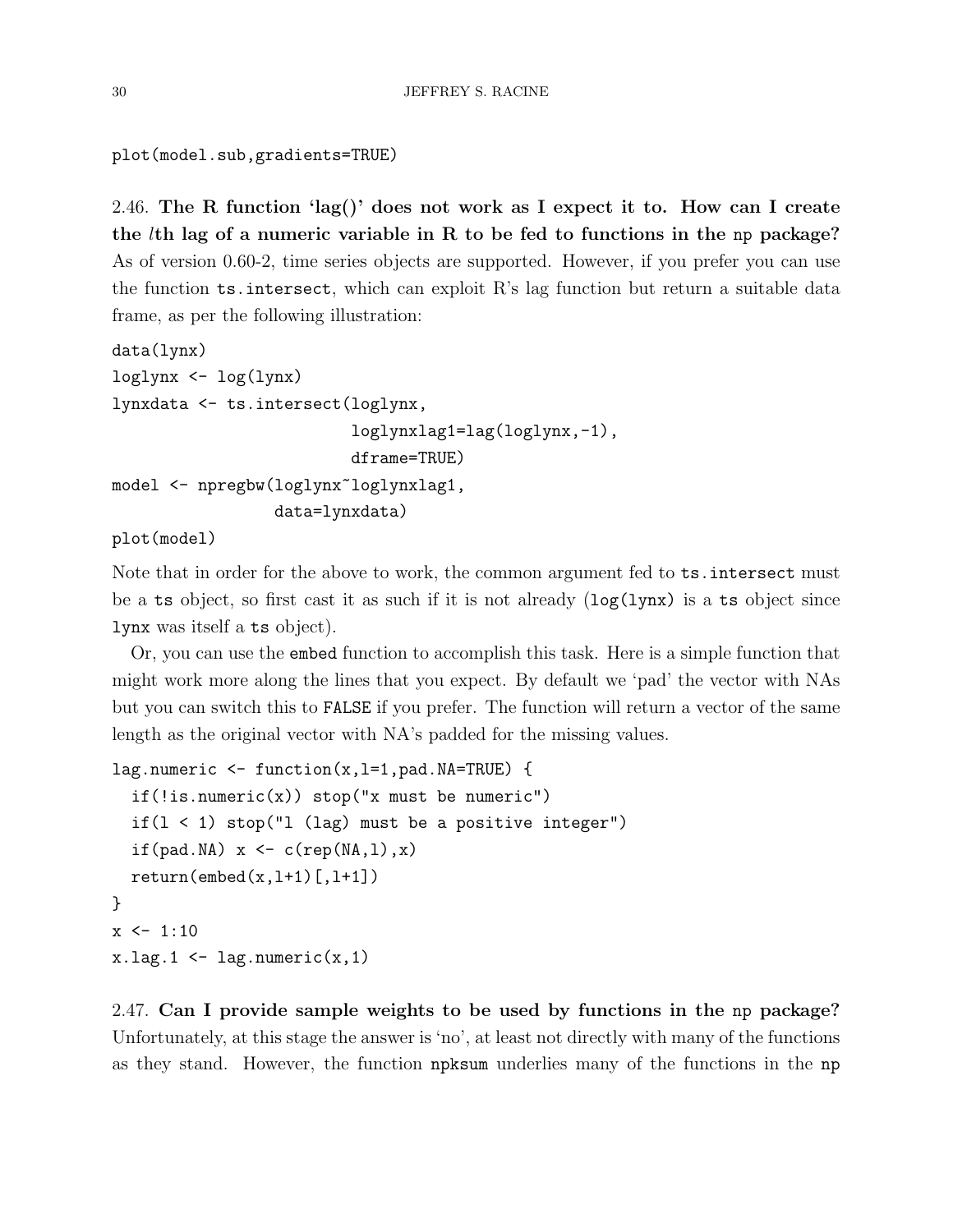```
plot(model.sub,gradients=TRUE)
```

2.46. **The R function 'lag()' does not work as I expect it to. How can I create the $l$th lag of a numeric variable in R to be fed to functions in the np package?** As of version 0.60-2, time series objects are supported. However, if you prefer you can use the function `ts.intersect`, which can exploit R's lag function but return a suitable data frame, as per the following illustration:

```
data(lynx)
loglynx <- log(lynx)
lynxdata <- ts.intersect(loglynx,
                         loglynxlag1=lag(loglynx,-1),
                         dframe=TRUE)
model <- npregbw(loglynx~loglynxlag1,
                 data=lynxdata)
plot(model)
```

Note that in order for the above to work, the common argument fed to `ts.intersect` must be a `ts` object, so first cast it as such if it is not already (`log(lynx)` is a `ts` object since `lynx` was itself a `ts` object).

Or, you can use the `embed` function to accomplish this task. Here is a simple function that might work more along the lines that you expect. By default we 'pad' the vector with NAs but you can switch this to `FALSE` if you prefer. The function will return a vector of the same length as the original vector with NA's padded for the missing values.

```
lag.numeric <- function(x,l=1,pad.NA=TRUE) {
  if(!is.numeric(x)) stop("x must be numeric")
  if(l < 1) stop("l (lag) must be a positive integer")
  if(pad.NA) x <- c(rep(NA,l),x)
  return(embed(x,l+1)[,l+1])
}
x <- 1:10
x.lag.1 <- lag.numeric(x,1)
```

2.47. **Can I provide sample weights to be used by functions in the np package?** Unfortunately, at this stage the answer is 'no', at least not directly with many of the functions as they stand. However, the function `npksum` underlies many of the functions in the `np`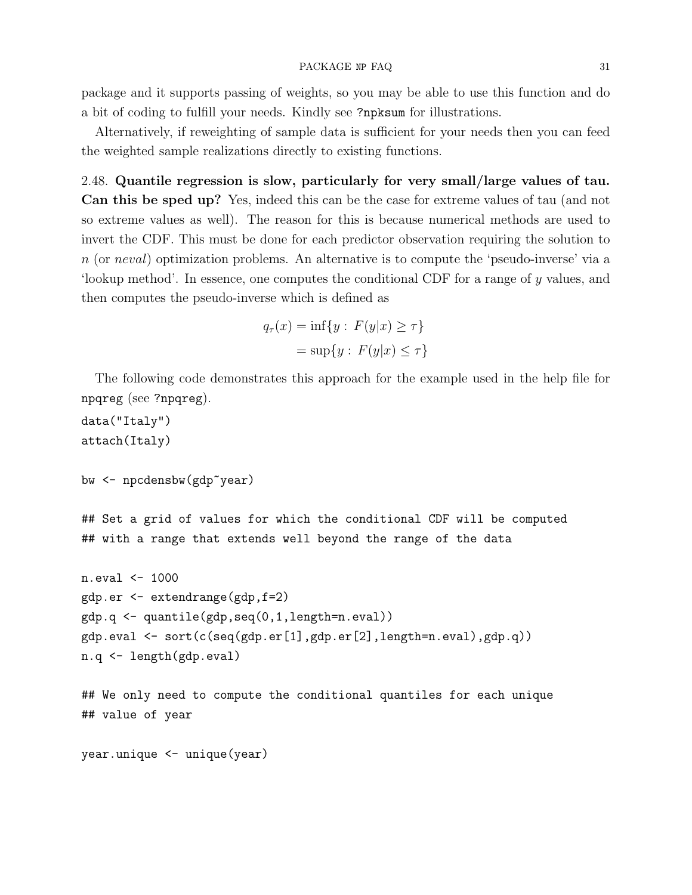package and it supports passing of weights, so you may be able to use this function and do a bit of coding to fulfill your needs. Kindly see `?npksum` for illustrations.

Alternatively, if reweighting of sample data is sufficient for your needs then you can feed the weighted sample realizations directly to existing functions.

2.48. **Quantile regression is slow, particularly for very small/large values of tau. Can this be sped up?** Yes, indeed this can be the case for extreme values of tau (and not so extreme values as well). The reason for this is because numerical methods are used to invert the CDF. This must be done for each predictor observation requiring the solution to $n$ (or *neval*) optimization problems. An alternative is to compute the 'pseudo-inverse' via a 'lookup method'. In essence, one computes the conditional CDF for a range of $y$ values, and then computes the pseudo-inverse which is defined as

$$
\begin{aligned}
q_\tau(x) &= \inf\{y : F(y|x) \geq \tau\} \\
&= \sup\{y : F(y|x) \leq \tau\}
\end{aligned}
$$

The following code demonstrates this approach for the example used in the help file for `npqreg` (see `?npqreg`).

```
data("Italy")
attach(Italy)

bw <- npcdensbw(gdp~year)

## Set a grid of values for which the conditional CDF will be computed
## with a range that extends well beyond the range of the data

n.eval <- 1000
gdp.er <- extendrange(gdp,f=2)
gdp.q <- quantile(gdp,seq(0,1,length=n.eval))
gdp.eval <- sort(c(seq(gdp.er[1],gdp.er[2],length=n.eval),gdp.q))
n.q <- length(gdp.eval)

## We only need to compute the conditional quantiles for each unique
## value of year

year.unique <- unique(year)
```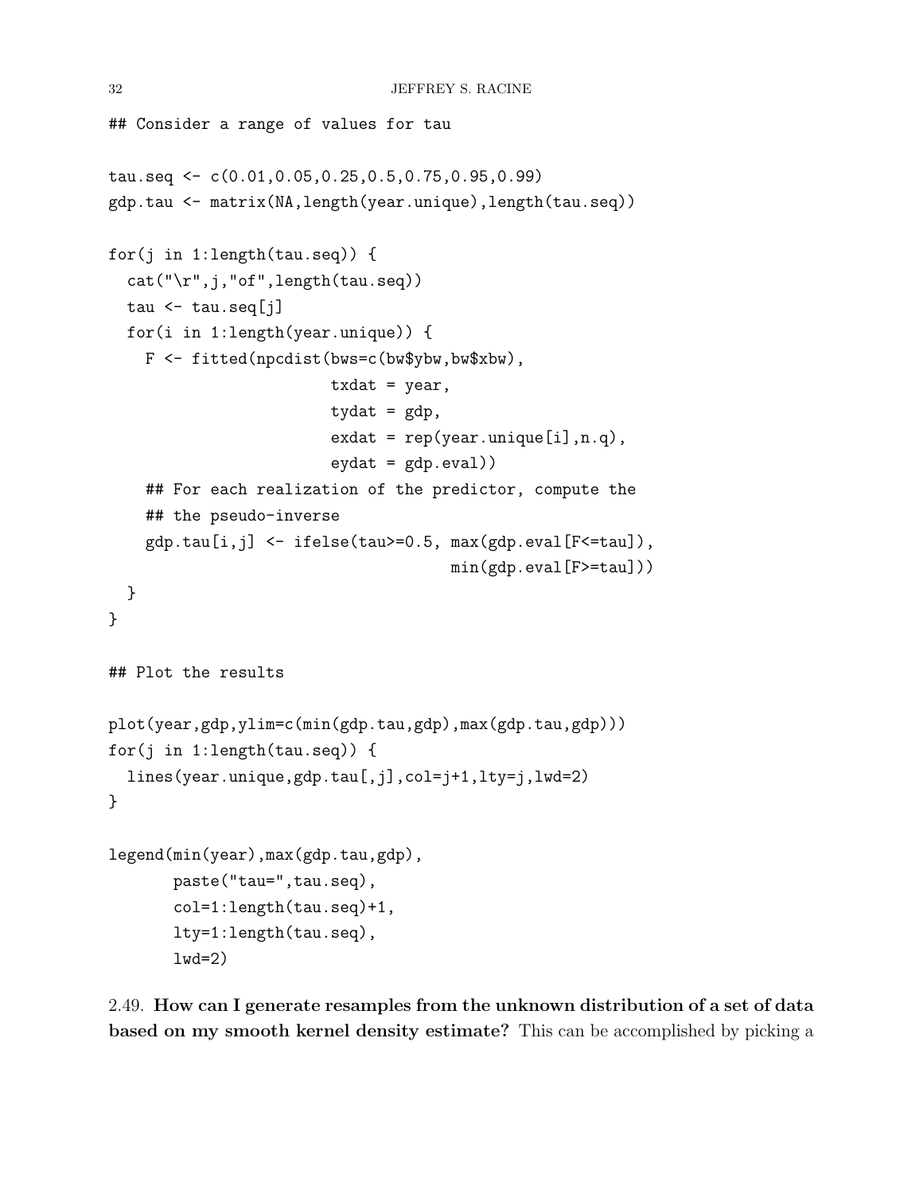```
## Consider a range of values for tau

tau.seq <- c(0.01,0.05,0.25,0.5,0.75,0.95,0.99)
gdp.tau <- matrix(NA,length(year.unique),length(tau.seq))

for(j in 1:length(tau.seq)) {
  cat("\r",j,"of",length(tau.seq))
  tau <- tau.seq[j]
  for(i in 1:length(year.unique)) {
    F <- fitted(npcdist(bws=c(bw$ybw,bw$xbw),
                        txdat = year,
                        tydat = gdp,
                        exdat = rep(year.unique[i],n.q),
                        eydat = gdp.eval))
    ## For each realization of the predictor, compute the
    ## the pseudo-inverse
    gdp.tau[i,j] <- ifelse(tau>=0.5, max(gdp.eval[F<=tau]),
                                     min(gdp.eval[F>=tau]))
  }
}

## Plot the results

plot(year,gdp,ylim=c(min(gdp.tau,gdp),max(gdp.tau,gdp)))
for(j in 1:length(tau.seq)) {
  lines(year.unique,gdp.tau[,j],col=j+1,lty=j,lwd=2)
}

legend(min(year),max(gdp.tau,gdp),
       paste("tau=",tau.seq),
       col=1:length(tau.seq)+1,
       lty=1:length(tau.seq),
       lwd=2)
```

2.49. **How can I generate resamples from the unknown distribution of a set of data based on my smooth kernel density estimate?** This can be accomplished by picking a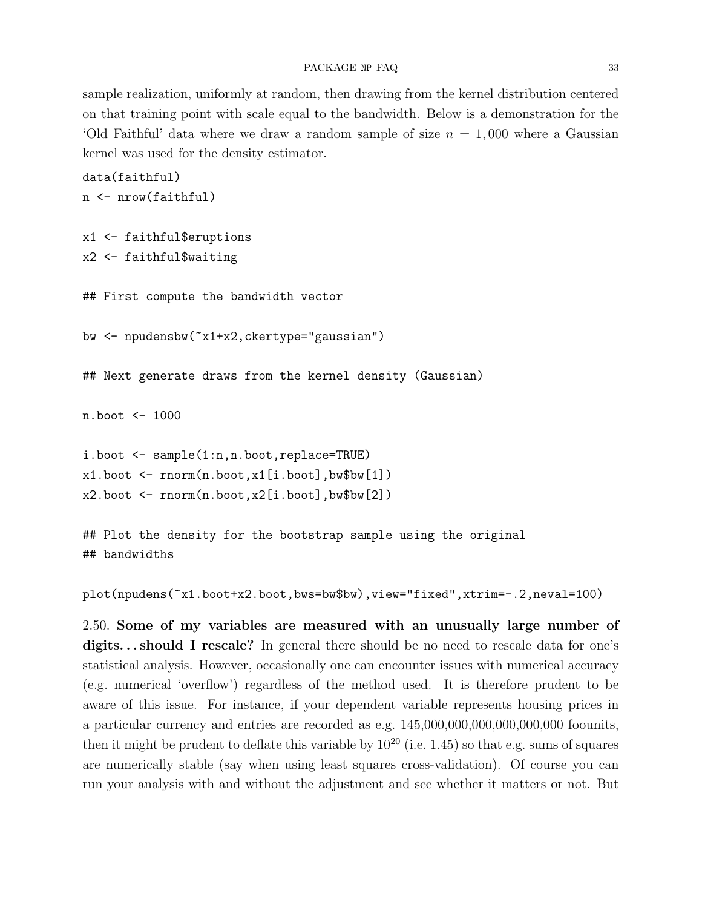sample realization, uniformly at random, then drawing from the kernel distribution centered on that training point with scale equal to the bandwidth. Below is a demonstration for the 'Old Faithful' data where we draw a random sample of size $n = 1,000$ where a Gaussian kernel was used for the density estimator.

```
data(faithful)
n <- nrow(faithful)

x1 <- faithful$eruptions
x2 <- faithful$waiting

## First compute the bandwidth vector

bw <- npudensbw(~x1+x2,ckertype="gaussian")

## Next generate draws from the kernel density (Gaussian)

n.boot <- 1000

i.boot <- sample(1:n,n.boot,replace=TRUE)
x1.boot <- rnorm(n.boot,x1[i.boot],bw$bw[1])
x2.boot <- rnorm(n.boot,x2[i.boot],bw$bw[2])

## Plot the density for the bootstrap sample using the original
## bandwidths

plot(npudens(~x1.boot+x2.boot,bws=bw$bw),view="fixed",xtrim=-.2,neval=100)
```

2.50. **Some of my variables are measured with an unusually large number of digits. . . should I rescale?** In general there should be no need to rescale data for one's statistical analysis. However, occasionally one can encounter issues with numerical accuracy (e.g. numerical 'overflow') regardless of the method used. It is therefore prudent to be aware of this issue. For instance, if your dependent variable represents housing prices in a particular currency and entries are recorded as e.g. 145,000,000,000,000,000,000 foounits, then it might be prudent to deflate this variable by $10^{20}$ (i.e. 1.45) so that e.g. sums of squares are numerically stable (say when using least squares cross-validation). Of course you can run your analysis with and without the adjustment and see whether it matters or not. But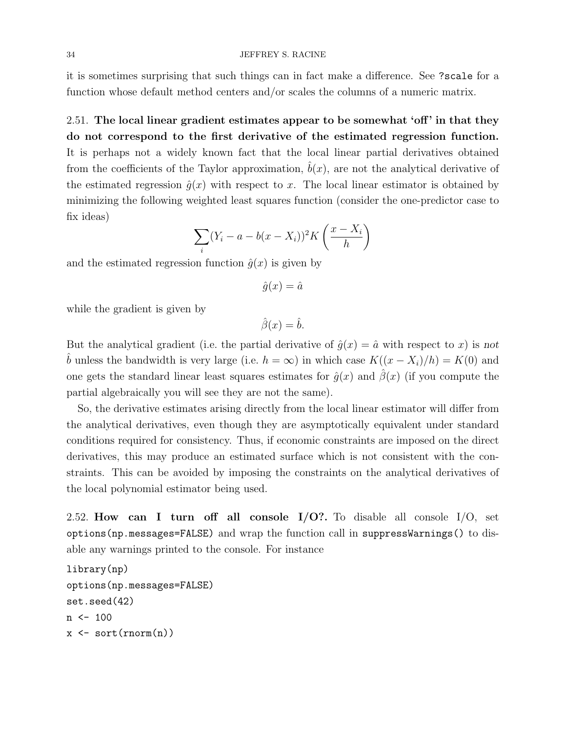it is sometimes surprising that such things can in fact make a difference. See `?scale` for a function whose default method centers and/or scales the columns of a numeric matrix.

2.51. **The local linear gradient estimates appear to be somewhat 'off' in that they do not correspond to the first derivative of the estimated regression function.** It is perhaps not a widely known fact that the local linear partial derivatives obtained from the coefficients of the Taylor approximation, $\hat{b}(x)$, are not the analytical derivative of the estimated regression $\hat{g}(x)$ with respect to $x$. The local linear estimator is obtained by minimizing the following weighted least squares function (consider the one-predictor case to fix ideas)

$$\sum_i (Y_i - a - b(x - X_i))^2 K\left(\frac{x - X_i}{h}\right)$$

and the estimated regression function $\hat{g}(x)$ is given by

$$\hat{g}(x) = \hat{a}$$

while the gradient is given by

$$\hat{\beta}(x) = \hat{b}.$$

But the analytical gradient (i.e. the partial derivative of $\hat{g}(x) = \hat{a}$ with respect to $x$) is *not* $\hat{b}$ unless the bandwidth is very large (i.e. $h = \infty$) in which case $K((x - X_i)/h) = K(0)$ and one gets the standard linear least squares estimates for $\hat{g}(x)$ and $\hat{\beta}(x)$ (if you compute the partial algebraically you will see they are not the same).

So, the derivative estimates arising directly from the local linear estimator will differ from the analytical derivatives, even though they are asymptotically equivalent under standard conditions required for consistency. Thus, if economic constraints are imposed on the direct derivatives, this may produce an estimated surface which is not consistent with the constraints. This can be avoided by imposing the constraints on the analytical derivatives of the local polynomial estimator being used.

2.52. **How can I turn off all console I/O?.** To disable all console I/O, set `options(np.messages=FALSE)` and wrap the function call in `suppressWarnings()` to disable any warnings printed to the console. For instance

```
library(np)
options(np.messages=FALSE)
set.seed(42)
n <- 100
x <- sort(rnorm(n))
```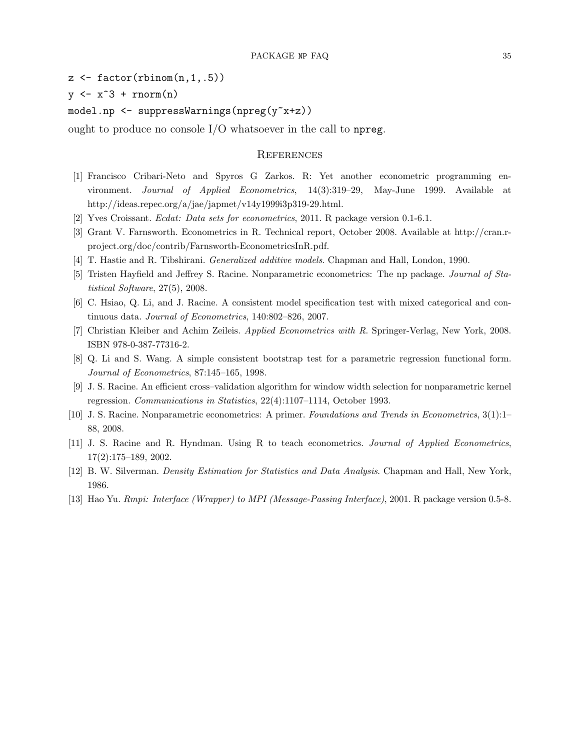```
z <- factor(rbinom(n,1,.5))
y <- x^3 + rnorm(n)
model.np <- suppressWarnings(npreg(y~x+z))
```

ought to produce no console I/O whatsoever in the call to `npreg`.

## References

[1] Francisco Cribari-Neto and Spyros G Zarkos. R: Yet another econometric programming environment. *Journal of Applied Econometrics*, 14(3):319–29, May-June 1999. Available at http://ideas.repec.org/a/jae/japmet/v14y1999i3p319-29.html.

[2] Yves Croissant. *Ecdat: Data sets for econometrics*, 2011. R package version 0.1-6.1.

[3] Grant V. Farnsworth. Econometrics in R. Technical report, October 2008. Available at http://cran.r-project.org/doc/contrib/Farnsworth-EconometricsInR.pdf.

[4] T. Hastie and R. Tibshirani. *Generalized additive models*. Chapman and Hall, London, 1990.

[5] Tristen Hayfield and Jeffrey S. Racine. Nonparametric econometrics: The np package. *Journal of Statistical Software*, 27(5), 2008.

[6] C. Hsiao, Q. Li, and J. Racine. A consistent model specification test with mixed categorical and continuous data. *Journal of Econometrics*, 140:802–826, 2007.

[7] Christian Kleiber and Achim Zeileis. *Applied Econometrics with R*. Springer-Verlag, New York, 2008. ISBN 978-0-387-77316-2.

[8] Q. Li and S. Wang. A simple consistent bootstrap test for a parametric regression functional form. *Journal of Econometrics*, 87:145–165, 1998.

[9] J. S. Racine. An efficient cross–validation algorithm for window width selection for nonparametric kernel regression. *Communications in Statistics*, 22(4):1107–1114, October 1993.

[10] J. S. Racine. Nonparametric econometrics: A primer. *Foundations and Trends in Econometrics*, 3(1):1–88, 2008.

[11] J. S. Racine and R. Hyndman. Using R to teach econometrics. *Journal of Applied Econometrics*, 17(2):175–189, 2002.

[12] B. W. Silverman. *Density Estimation for Statistics and Data Analysis*. Chapman and Hall, New York, 1986.

[13] Hao Yu. *Rmpi: Interface (Wrapper) to MPI (Message-Passing Interface)*, 2001. R package version 0.5-8.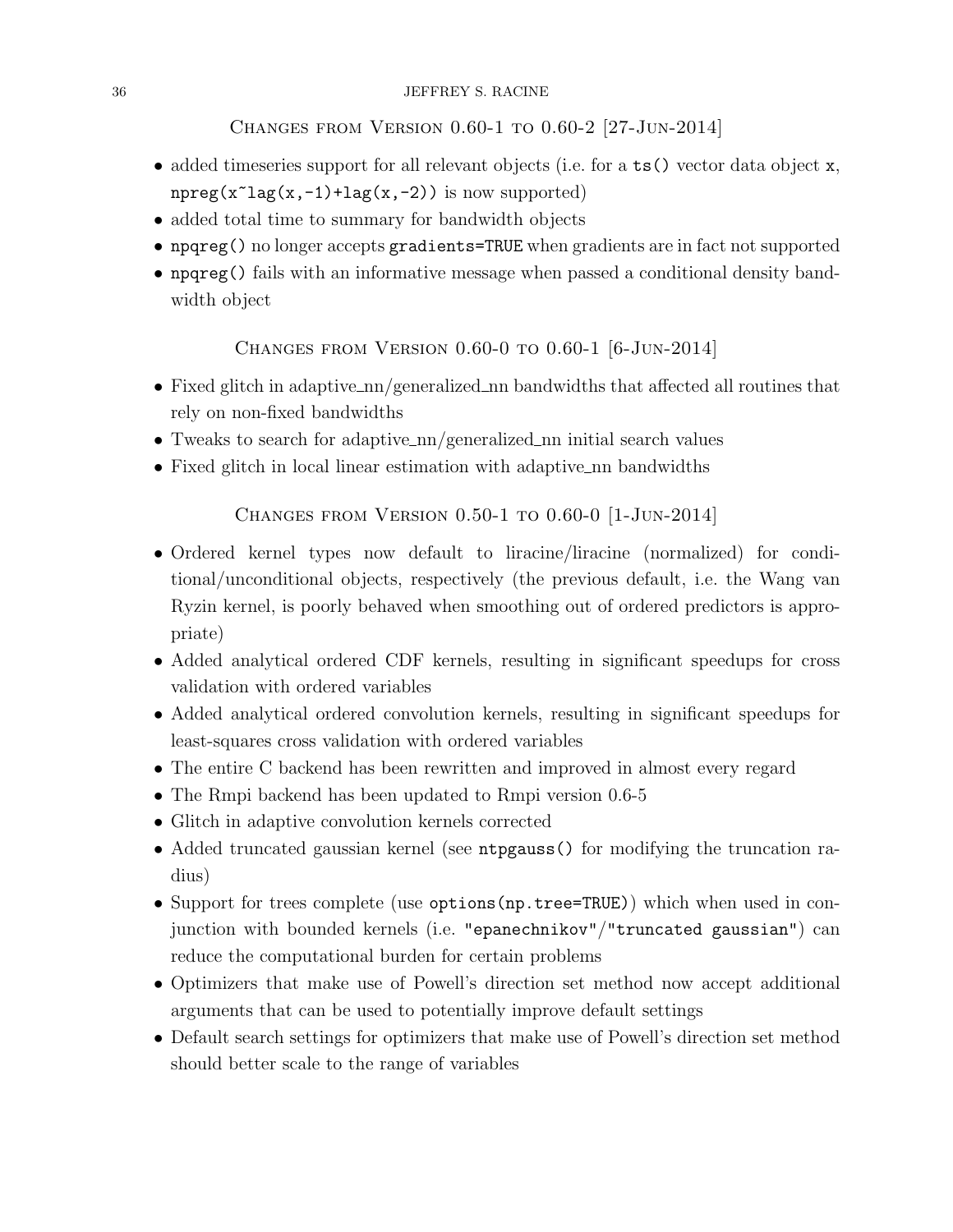## Changes from Version 0.60-1 to 0.60-2 [27-Jun-2014]

- added timeseries support for all relevant objects (i.e. for a `ts()` vector data object `x`, `npreg(x~lag(x,-1)+lag(x,-2))` is now supported)
- added total time to summary for bandwidth objects
- `npqreg()` no longer accepts `gradients=TRUE` when gradients are in fact not supported
- `npqreg()` fails with an informative message when passed a conditional density bandwidth object

## Changes from Version 0.60-0 to 0.60-1 [6-Jun-2014]

- Fixed glitch in adaptive_nn/generalized_nn bandwidths that affected all routines that rely on non-fixed bandwidths
- Tweaks to search for adaptive_nn/generalized_nn initial search values
- Fixed glitch in local linear estimation with adaptive_nn bandwidths

## Changes from Version 0.50-1 to 0.60-0 [1-Jun-2014]

- Ordered kernel types now default to liracine/liracine (normalized) for conditional/unconditional objects, respectively (the previous default, i.e. the Wang van Ryzin kernel, is poorly behaved when smoothing out of ordered predictors is appropriate)
- Added analytical ordered CDF kernels, resulting in significant speedups for cross validation with ordered variables
- Added analytical ordered convolution kernels, resulting in significant speedups for least-squares cross validation with ordered variables
- The entire C backend has been rewritten and improved in almost every regard
- The Rmpi backend has been updated to Rmpi version 0.6-5
- Glitch in adaptive convolution kernels corrected
- Added truncated gaussian kernel (see `ntpgauss()` for modifying the truncation radius)
- Support for trees complete (use `options(np.tree=TRUE)`) which when used in conjunction with bounded kernels (i.e. `"epanechnikov"`/`"truncated gaussian"`) can reduce the computational burden for certain problems
- Optimizers that make use of Powell's direction set method now accept additional arguments that can be used to potentially improve default settings
- Default search settings for optimizers that make use of Powell's direction set method should better scale to the range of variables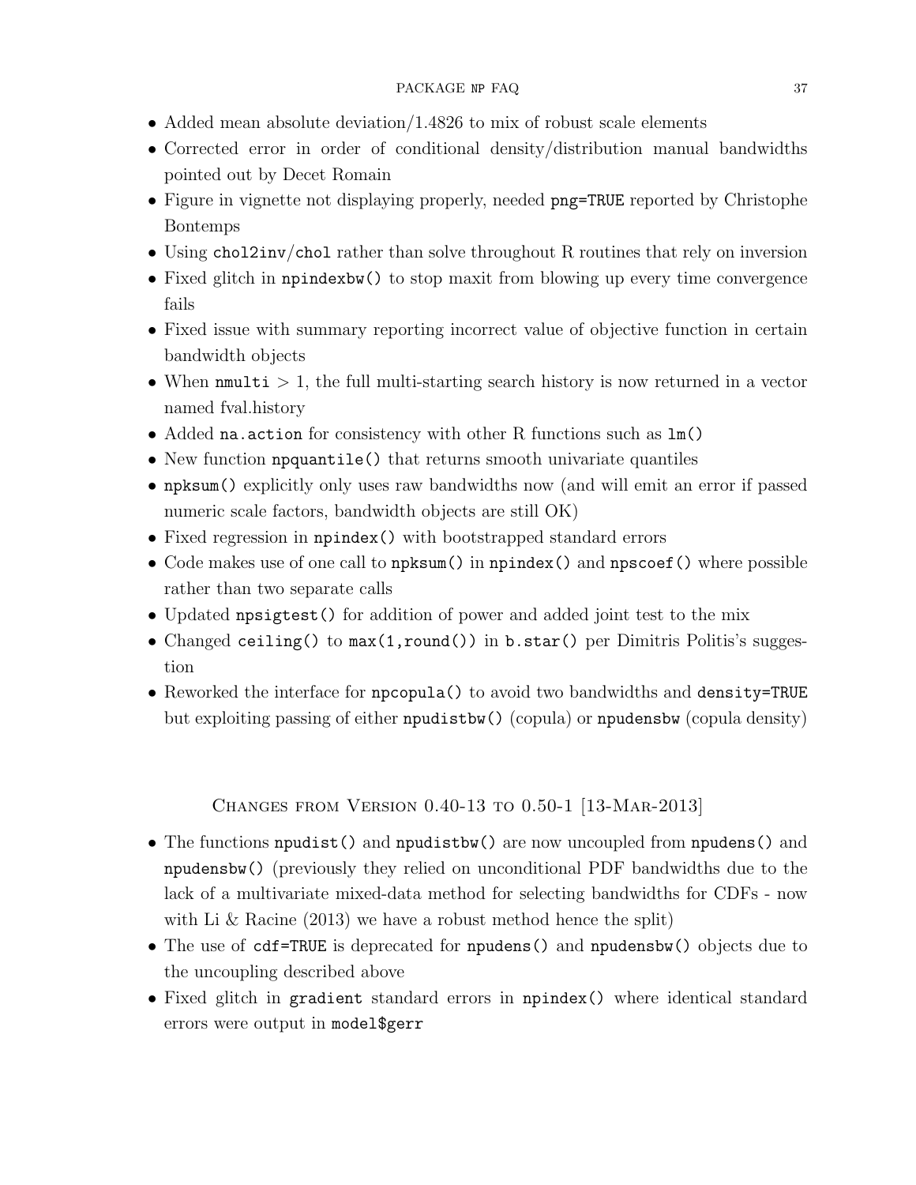- Added mean absolute deviation/1.4826 to mix of robust scale elements
- Corrected error in order of conditional density/distribution manual bandwidths pointed out by Decet Romain
- Figure in vignette not displaying properly, needed `png=TRUE` reported by Christophe Bontemps
- Using `chol2inv`/`chol` rather than solve throughout R routines that rely on inversion
- Fixed glitch in `npindexbw()` to stop maxit from blowing up every time convergence fails
- Fixed issue with summary reporting incorrect value of objective function in certain bandwidth objects
- When `nmulti` $> 1$, the full multi-starting search history is now returned in a vector named fval.history
- Added `na.action` for consistency with other R functions such as `lm()`
- New function `npquantile()` that returns smooth univariate quantiles
- `npksum()` explicitly only uses raw bandwidths now (and will emit an error if passed numeric scale factors, bandwidth objects are still OK)
- Fixed regression in `npindex()` with bootstrapped standard errors
- Code makes use of one call to `npksum()` in `npindex()` and `npscoef()` where possible rather than two separate calls
- Updated `npsigtest()` for addition of power and added joint test to the mix
- Changed `ceiling()` to `max(1,round())` in `b.star()` per Dimitris Politis's suggestion
- Reworked the interface for `npcopula()` to avoid two bandwidths and `density=TRUE` but exploiting passing of either `npudistbw()` (copula) or `npudensbw` (copula density)

## Changes from Version 0.40-13 to 0.50-1 [13-Mar-2013]

- The functions `npudist()` and `npudistbw()` are now uncoupled from `npudens()` and `npudensbw()` (previously they relied on unconditional PDF bandwidths due to the lack of a multivariate mixed-data method for selecting bandwidths for CDFs - now with Li & Racine (2013) we have a robust method hence the split)
- The use of `cdf=TRUE` is deprecated for `npudens()` and `npudensbw()` objects due to the uncoupling described above
- Fixed glitch in `gradient` standard errors in `npindex()` where identical standard errors were output in `model$gerr`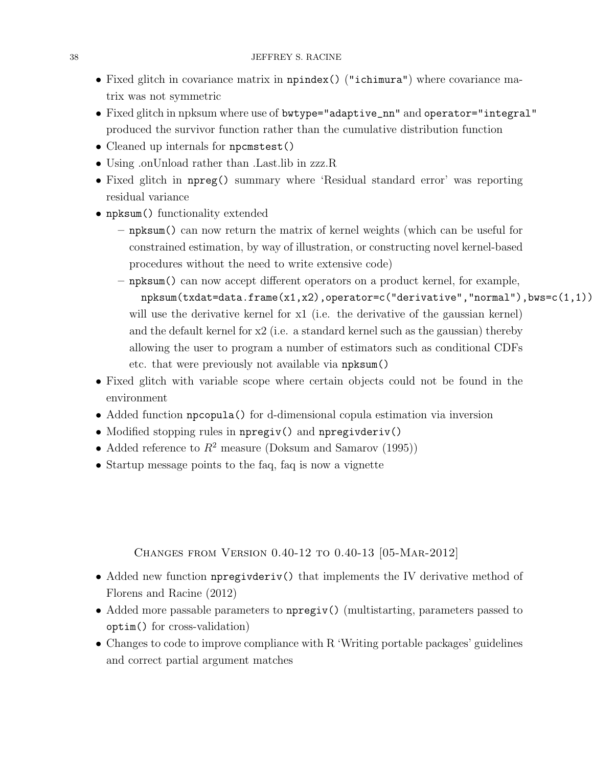- Fixed glitch in covariance matrix in `npindex()` (`"ichimura"`) where covariance matrix was not symmetric
- Fixed glitch in npksum where use of `bwtype="adaptive_nn"` and `operator="integral"` produced the survivor function rather than the cumulative distribution function
- Cleaned up internals for `npcmstest()`
- Using .onUnload rather than .Last.lib in zzz.R
- Fixed glitch in `npreg()` summary where 'Residual standard error' was reporting residual variance
- `npksum()` functionality extended
  - `npksum()` can now return the matrix of kernel weights (which can be useful for constrained estimation, by way of illustration, or constructing novel kernel-based procedures without the need to write extensive code)
  - `npksum()` can now accept different operators on a product kernel, for example,
    ```
    npksum(txdat=data.frame(x1,x2),operator=c("derivative","normal"),bws=c(1,1))
    ```
    will use the derivative kernel for x1 (i.e. the derivative of the gaussian kernel) and the default kernel for x2 (i.e. a standard kernel such as the gaussian) thereby allowing the user to program a number of estimators such as conditional CDFs etc. that were previously not available via `npksum()`
- Fixed glitch with variable scope where certain objects could not be found in the environment
- Added function `npcopula()` for d-dimensional copula estimation via inversion
- Modified stopping rules in `npregiv()` and `npregivderiv()`
- Added reference to $R^2$ measure (Doksum and Samarov (1995))
- Startup message points to the faq, faq is now a vignette

## Changes from Version 0.40-12 to 0.40-13 [05-Mar-2012]

- Added new function `npregivderiv()` that implements the IV derivative method of Florens and Racine (2012)
- Added more passable parameters to `npregiv()` (multistarting, parameters passed to `optim()` for cross-validation)
- Changes to code to improve compliance with R 'Writing portable packages' guidelines and correct partial argument matches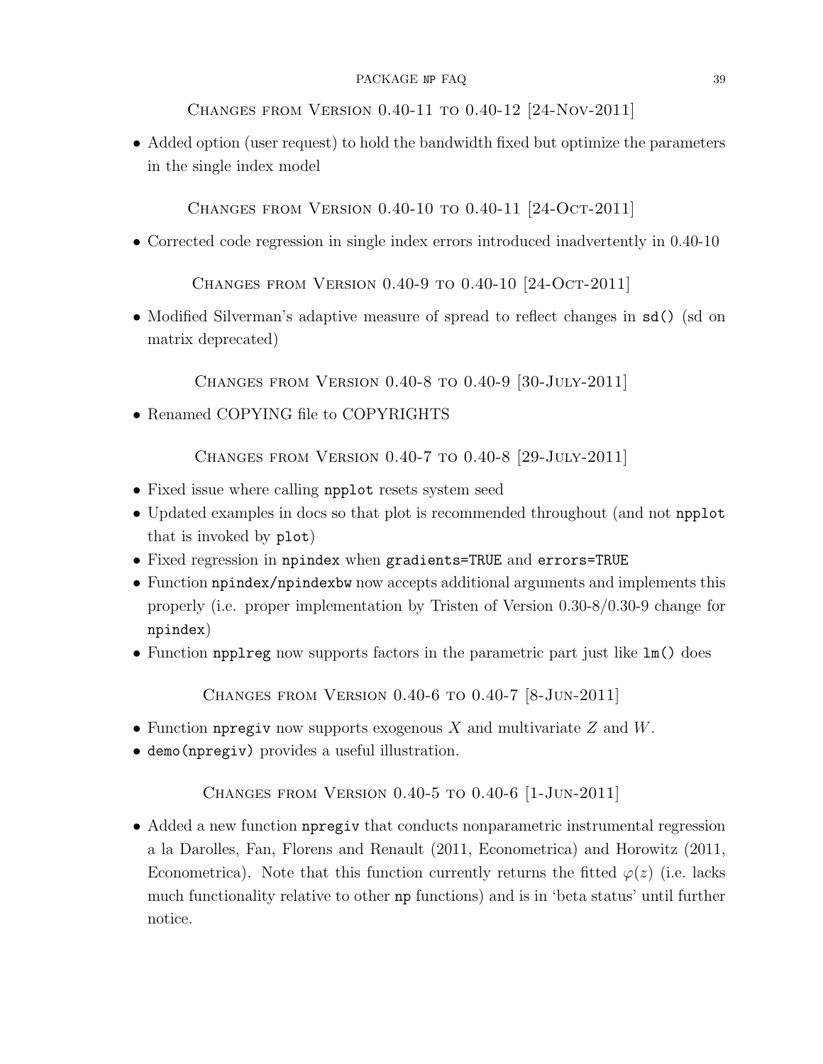### Changes from Version 0.40-11 to 0.40-12 [24-Nov-2011]

- Added option (user request) to hold the bandwidth fixed but optimize the parameters in the single index model

### Changes from Version 0.40-10 to 0.40-11 [24-Oct-2011]

- Corrected code regression in single index errors introduced inadvertently in 0.40-10

### Changes from Version 0.40-9 to 0.40-10 [24-Oct-2011]

- Modified Silverman's adaptive measure of spread to reflect changes in `sd()` (sd on matrix deprecated)

### Changes from Version 0.40-8 to 0.40-9 [30-July-2011]

- Renamed COPYING file to COPYRIGHTS

### Changes from Version 0.40-7 to 0.40-8 [29-July-2011]

- Fixed issue where calling `npplot` resets system seed
- Updated examples in docs so that plot is recommended throughout (and not `npplot` that is invoked by `plot`)
- Fixed regression in `npindex` when `gradients=TRUE` and `errors=TRUE`
- Function `npindex/npindexbw` now accepts additional arguments and implements this properly (i.e. proper implementation by Tristen of Version 0.30-8/0.30-9 change for `npindex`)
- Function `npplreg` now supports factors in the parametric part just like `lm()` does

### Changes from Version 0.40-6 to 0.40-7 [8-Jun-2011]

- Function `npregiv` now supports exogenous $X$ and multivariate $Z$ and $W$.
- `demo(npregiv)` provides a useful illustration.

### Changes from Version 0.40-5 to 0.40-6 [1-Jun-2011]

- Added a new function `npregiv` that conducts nonparametric instrumental regression a la Darolles, Fan, Florens and Renault (2011, Econometrica) and Horowitz (2011, Econometrica). Note that this function currently returns the fitted $\varphi(z)$ (i.e. lacks much functionality relative to other `np` functions) and is in 'beta status' until further notice.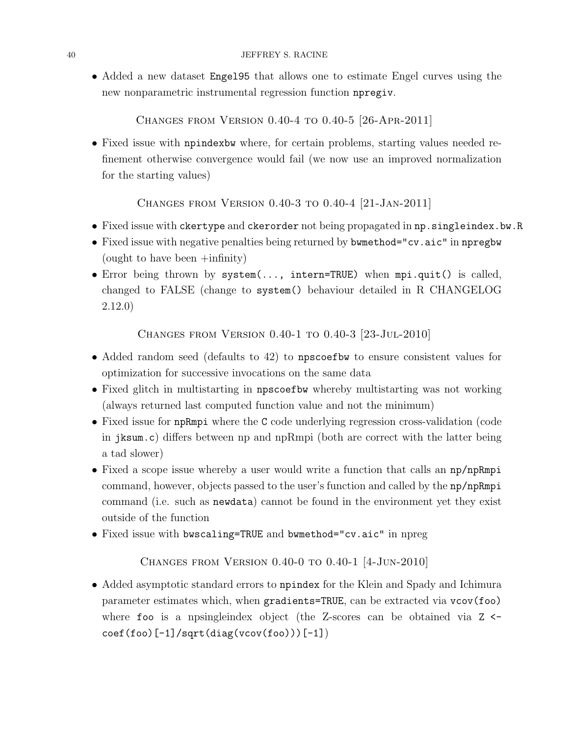- Added a new dataset `Engel95` that allows one to estimate Engel curves using the new nonparametric instrumental regression function `npregiv`.

## Changes from Version 0.40-4 to 0.40-5 [26-Apr-2011]

- Fixed issue with `npindexbw` where, for certain problems, starting values needed refinement otherwise convergence would fail (we now use an improved normalization for the starting values)

## Changes from Version 0.40-3 to 0.40-4 [21-Jan-2011]

- Fixed issue with `ckertype` and `ckerorder` not being propagated in `np.singleindex.bw.R`
- Fixed issue with negative penalties being returned by `bwmethod="cv.aic"` in `npregbw` (ought to have been +infinity)
- Error being thrown by `system(..., intern=TRUE)` when `mpi.quit()` is called, changed to FALSE (change to `system()` behaviour detailed in R CHANGELOG 2.12.0)

## Changes from Version 0.40-1 to 0.40-3 [23-Jul-2010]

- Added random seed (defaults to 42) to `npscoefbw` to ensure consistent values for optimization for successive invocations on the same data
- Fixed glitch in multistarting in `npscoefbw` whereby multistarting was not working (always returned last computed function value and not the minimum)
- Fixed issue for `npRmpi` where the `C` code underlying regression cross-validation (code in `jksum.c`) differs between np and npRmpi (both are correct with the latter being a tad slower)
- Fixed a scope issue whereby a user would write a function that calls an `np/npRmpi` command, however, objects passed to the user's function and called by the `np/npRmpi` command (i.e. such as `newdata`) cannot be found in the environment yet they exist outside of the function
- Fixed issue with `bwscaling=TRUE` and `bwmethod="cv.aic"` in npreg

## Changes from Version 0.40-0 to 0.40-1 [4-Jun-2010]

- Added asymptotic standard errors to `npindex` for the Klein and Spady and Ichimura parameter estimates which, when `gradients=TRUE`, can be extracted via `vcov(foo)` where `foo` is a npsingleindex object (the Z-scores can be obtained via `Z <- coef(foo)[-1]/sqrt(diag(vcov(foo)))[-1]`)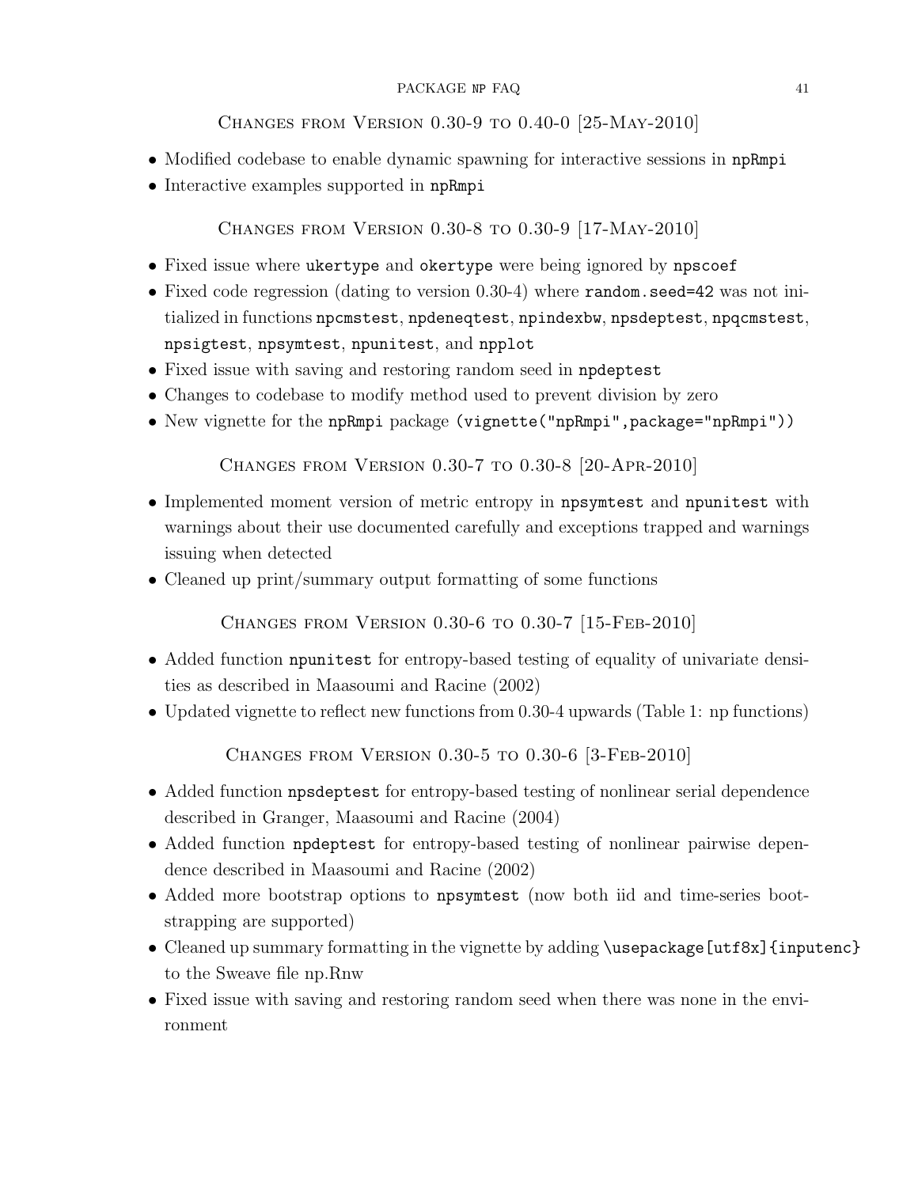### Changes from Version 0.30-9 to 0.40-0 [25-May-2010]

- Modified codebase to enable dynamic spawning for interactive sessions in `npRmpi`
- Interactive examples supported in `npRmpi`

### Changes from Version 0.30-8 to 0.30-9 [17-May-2010]

- Fixed issue where `ukertype` and `okertype` were being ignored by `npscoef`
- Fixed code regression (dating to version 0.30-4) where `random.seed=42` was not initialized in functions `npcmstest`, `npdeneqtest`, `npindexbw`, `npsdeptest`, `npqcmstest`, `npsigtest`, `npsymtest`, `npunitest`, and `npplot`
- Fixed issue with saving and restoring random seed in `npdeptest`
- Changes to codebase to modify method used to prevent division by zero
- New vignette for the `npRmpi` package `(vignette("npRmpi",package="npRmpi"))`

### Changes from Version 0.30-7 to 0.30-8 [20-Apr-2010]

- Implemented moment version of metric entropy in `npsymtest` and `npunitest` with warnings about their use documented carefully and exceptions trapped and warnings issuing when detected
- Cleaned up print/summary output formatting of some functions

### Changes from Version 0.30-6 to 0.30-7 [15-Feb-2010]

- Added function `npunitest` for entropy-based testing of equality of univariate densities as described in Maasoumi and Racine (2002)
- Updated vignette to reflect new functions from 0.30-4 upwards (Table 1: np functions)

### Changes from Version 0.30-5 to 0.30-6 [3-Feb-2010]

- Added function `npsdeptest` for entropy-based testing of nonlinear serial dependence described in Granger, Maasoumi and Racine (2004)
- Added function `npdeptest` for entropy-based testing of nonlinear pairwise dependence described in Maasoumi and Racine (2002)
- Added more bootstrap options to `npsymtest` (now both iid and time-series bootstrapping are supported)
- Cleaned up summary formatting in the vignette by adding `\usepackage[utf8x]{inputenc}` to the Sweave file np.Rnw
- Fixed issue with saving and restoring random seed when there was none in the environment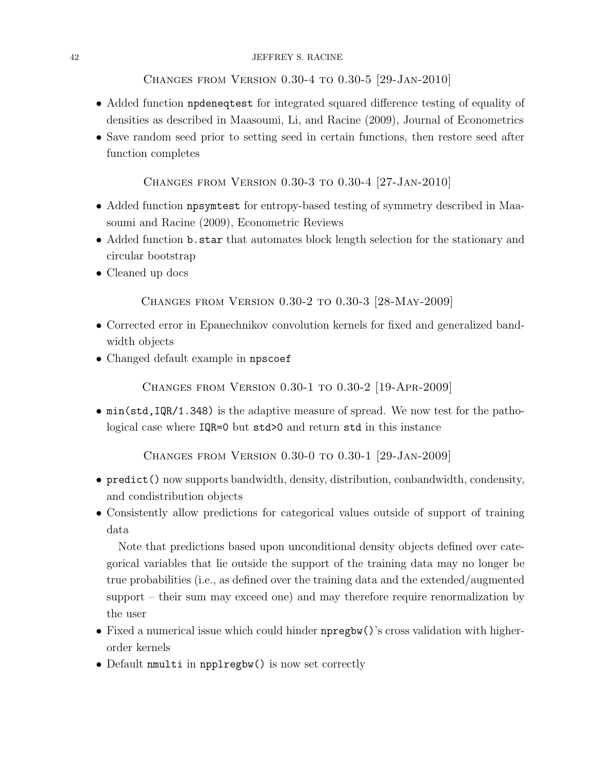## Changes from Version 0.30-4 to 0.30-5 [29-Jan-2010]

- Added function `npdeneqtest` for integrated squared difference testing of equality of densities as described in Maasoumi, Li, and Racine (2009), Journal of Econometrics
- Save random seed prior to setting seed in certain functions, then restore seed after function completes

## Changes from Version 0.30-3 to 0.30-4 [27-Jan-2010]

- Added function `npsymtest` for entropy-based testing of symmetry described in Maasoumi and Racine (2009), Econometric Reviews
- Added function `b.star` that automates block length selection for the stationary and circular bootstrap
- Cleaned up docs

## Changes from Version 0.30-2 to 0.30-3 [28-May-2009]

- Corrected error in Epanechnikov convolution kernels for fixed and generalized bandwidth objects
- Changed default example in `npscoef`

## Changes from Version 0.30-1 to 0.30-2 [19-Apr-2009]

- `min(std,IQR/1.348)` is the adaptive measure of spread. We now test for the pathological case where `IQR=0` but `std>0` and return `std` in this instance

## Changes from Version 0.30-0 to 0.30-1 [29-Jan-2009]

- `predict()` now supports bandwidth, density, distribution, conbandwidth, condensity, and condistribution objects
- Consistently allow predictions for categorical values outside of support of training data

  Note that predictions based upon unconditional density objects defined over categorical variables that lie outside the support of the training data may no longer be true probabilities (i.e., as defined over the training data and the extended/augmented support – their sum may exceed one) and may therefore require renormalization by the user
- Fixed a numerical issue which could hinder `npregbw()`'s cross validation with higher-order kernels
- Default `nmulti` in `npplregbw()` is now set correctly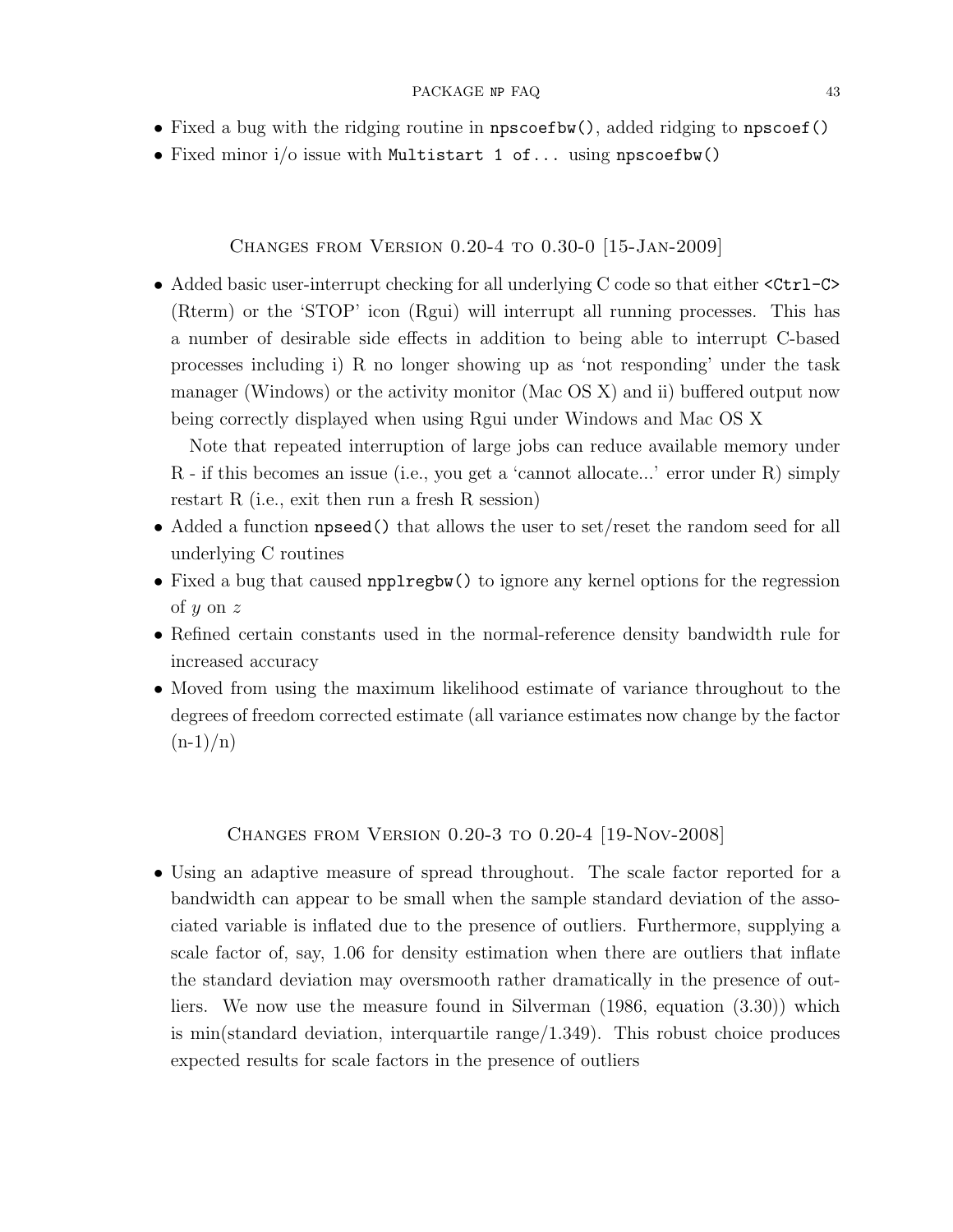- Fixed a bug with the ridging routine in `npscoefbw()`, added ridging to `npscoef()`
- Fixed minor i/o issue with `Multistart 1 of...` using `npscoefbw()`

## Changes from Version 0.20-4 to 0.30-0 [15-Jan-2009]

- Added basic user-interrupt checking for all underlying C code so that either `<Ctrl-C>` (Rterm) or the 'STOP' icon (Rgui) will interrupt all running processes. This has a number of desirable side effects in addition to being able to interrupt C-based processes including i) R no longer showing up as 'not responding' under the task manager (Windows) or the activity monitor (Mac OS X) and ii) buffered output now being correctly displayed when using Rgui under Windows and Mac OS X

  Note that repeated interruption of large jobs can reduce available memory under R - if this becomes an issue (i.e., you get a 'cannot allocate...' error under R) simply restart R (i.e., exit then run a fresh R session)
- Added a function `npseed()` that allows the user to set/reset the random seed for all underlying C routines
- Fixed a bug that caused `npplregbw()` to ignore any kernel options for the regression of $y$ on $z$
- Refined certain constants used in the normal-reference density bandwidth rule for increased accuracy
- Moved from using the maximum likelihood estimate of variance throughout to the degrees of freedom corrected estimate (all variance estimates now change by the factor (n-1)/n)

## Changes from Version 0.20-3 to 0.20-4 [19-Nov-2008]

- Using an adaptive measure of spread throughout. The scale factor reported for a bandwidth can appear to be small when the sample standard deviation of the associated variable is inflated due to the presence of outliers. Furthermore, supplying a scale factor of, say, 1.06 for density estimation when there are outliers that inflate the standard deviation may oversmooth rather dramatically in the presence of outliers. We now use the measure found in Silverman (1986, equation (3.30)) which is min(standard deviation, interquartile range/1.349). This robust choice produces expected results for scale factors in the presence of outliers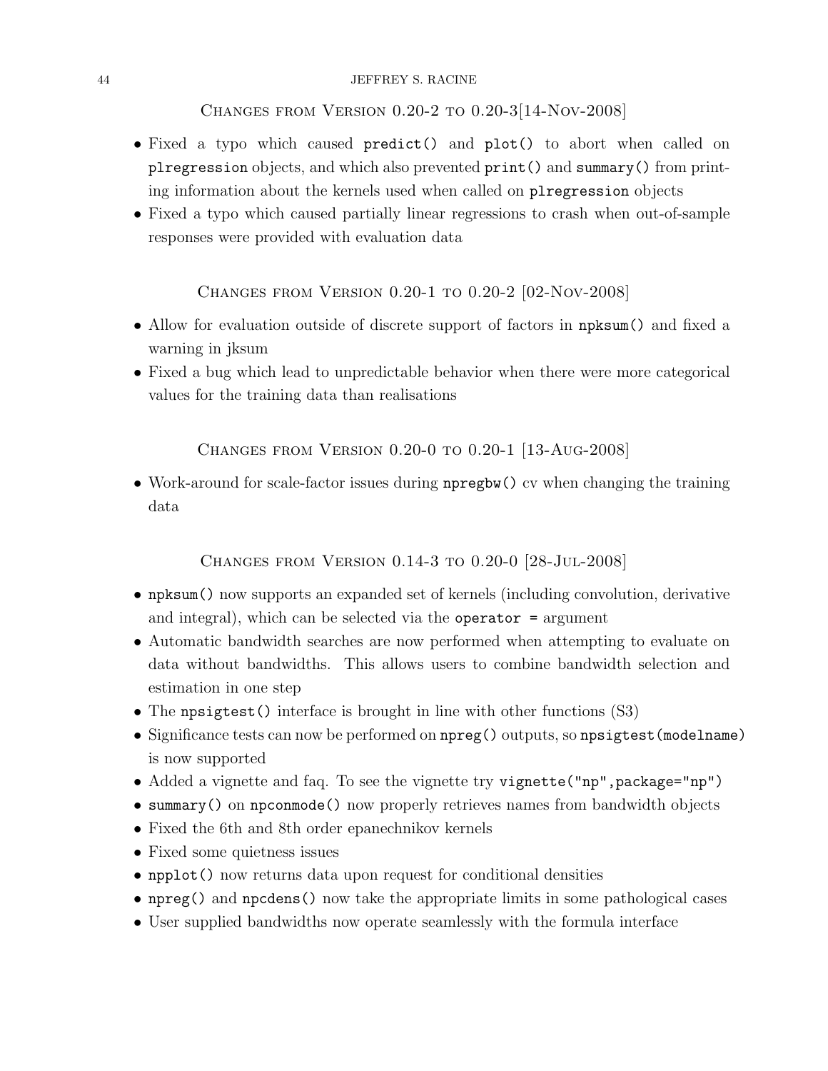## Changes from Version 0.20-2 to 0.20-3[14-Nov-2008]

- Fixed a typo which caused `predict()` and `plot()` to abort when called on `plregression` objects, and which also prevented `print()` and `summary()` from printing information about the kernels used when called on `plregression` objects
- Fixed a typo which caused partially linear regressions to crash when out-of-sample responses were provided with evaluation data

## Changes from Version 0.20-1 to 0.20-2 [02-Nov-2008]

- Allow for evaluation outside of discrete support of factors in `npksum()` and fixed a warning in jksum
- Fixed a bug which lead to unpredictable behavior when there were more categorical values for the training data than realisations

## Changes from Version 0.20-0 to 0.20-1 [13-Aug-2008]

- Work-around for scale-factor issues during `npregbw()` cv when changing the training data

## Changes from Version 0.14-3 to 0.20-0 [28-Jul-2008]

- `npksum()` now supports an expanded set of kernels (including convolution, derivative and integral), which can be selected via the `operator =` argument
- Automatic bandwidth searches are now performed when attempting to evaluate on data without bandwidths. This allows users to combine bandwidth selection and estimation in one step
- The `npsigtest()` interface is brought in line with other functions (S3)
- Significance tests can now be performed on `npreg()` outputs, so `npsigtest(modelname)` is now supported
- Added a vignette and faq. To see the vignette try `vignette("np",package="np")`
- `summary()` on `npconmode()` now properly retrieves names from bandwidth objects
- Fixed the 6th and 8th order epanechnikov kernels
- Fixed some quietness issues
- `npplot()` now returns data upon request for conditional densities
- `npreg()` and `npcdens()` now take the appropriate limits in some pathological cases
- User supplied bandwidths now operate seamlessly with the formula interface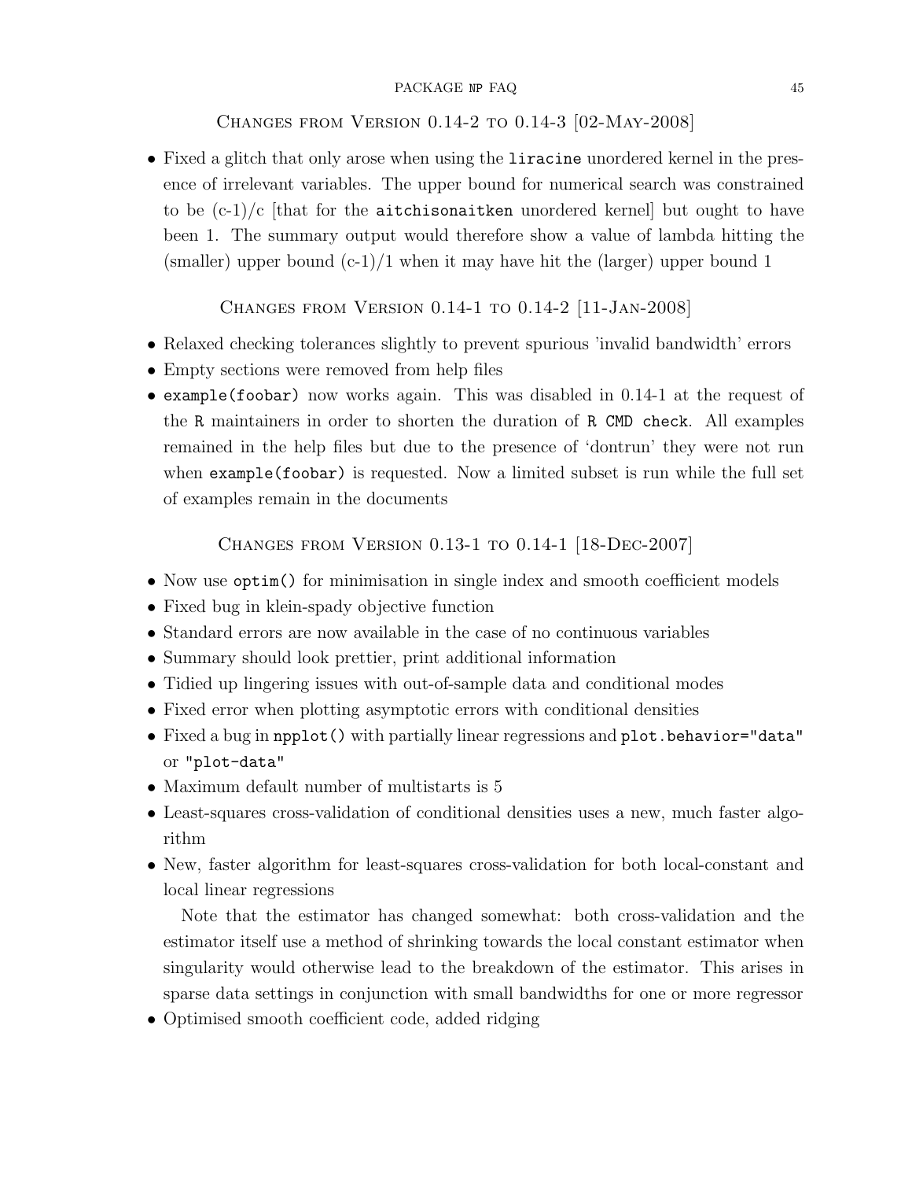## Changes from Version 0.14-2 to 0.14-3 [02-May-2008]

- Fixed a glitch that only arose when using the `liracine` unordered kernel in the presence of irrelevant variables. The upper bound for numerical search was constrained to be (c-1)/c [that for the `aitchisonaitken` unordered kernel] but ought to have been 1. The summary output would therefore show a value of lambda hitting the (smaller) upper bound (c-1)/1 when it may have hit the (larger) upper bound 1

## Changes from Version 0.14-1 to 0.14-2 [11-Jan-2008]

- Relaxed checking tolerances slightly to prevent spurious 'invalid bandwidth' errors
- Empty sections were removed from help files
- `example(foobar)` now works again. This was disabled in 0.14-1 at the request of the `R` maintainers in order to shorten the duration of `R CMD check`. All examples remained in the help files but due to the presence of 'dontrun' they were not run when `example(foobar)` is requested. Now a limited subset is run while the full set of examples remain in the documents

## Changes from Version 0.13-1 to 0.14-1 [18-Dec-2007]

- Now use `optim()` for minimisation in single index and smooth coefficient models
- Fixed bug in klein-spady objective function
- Standard errors are now available in the case of no continuous variables
- Summary should look prettier, print additional information
- Tidied up lingering issues with out-of-sample data and conditional modes
- Fixed error when plotting asymptotic errors with conditional densities
- Fixed a bug in `npplot()` with partially linear regressions and `plot.behavior="data"` or `"plot-data"`
- Maximum default number of multistarts is 5
- Least-squares cross-validation of conditional densities uses a new, much faster algorithm
- New, faster algorithm for least-squares cross-validation for both local-constant and local linear regressions

  Note that the estimator has changed somewhat: both cross-validation and the estimator itself use a method of shrinking towards the local constant estimator when singularity would otherwise lead to the breakdown of the estimator. This arises in sparse data settings in conjunction with small bandwidths for one or more regressor
- Optimised smooth coefficient code, added ridging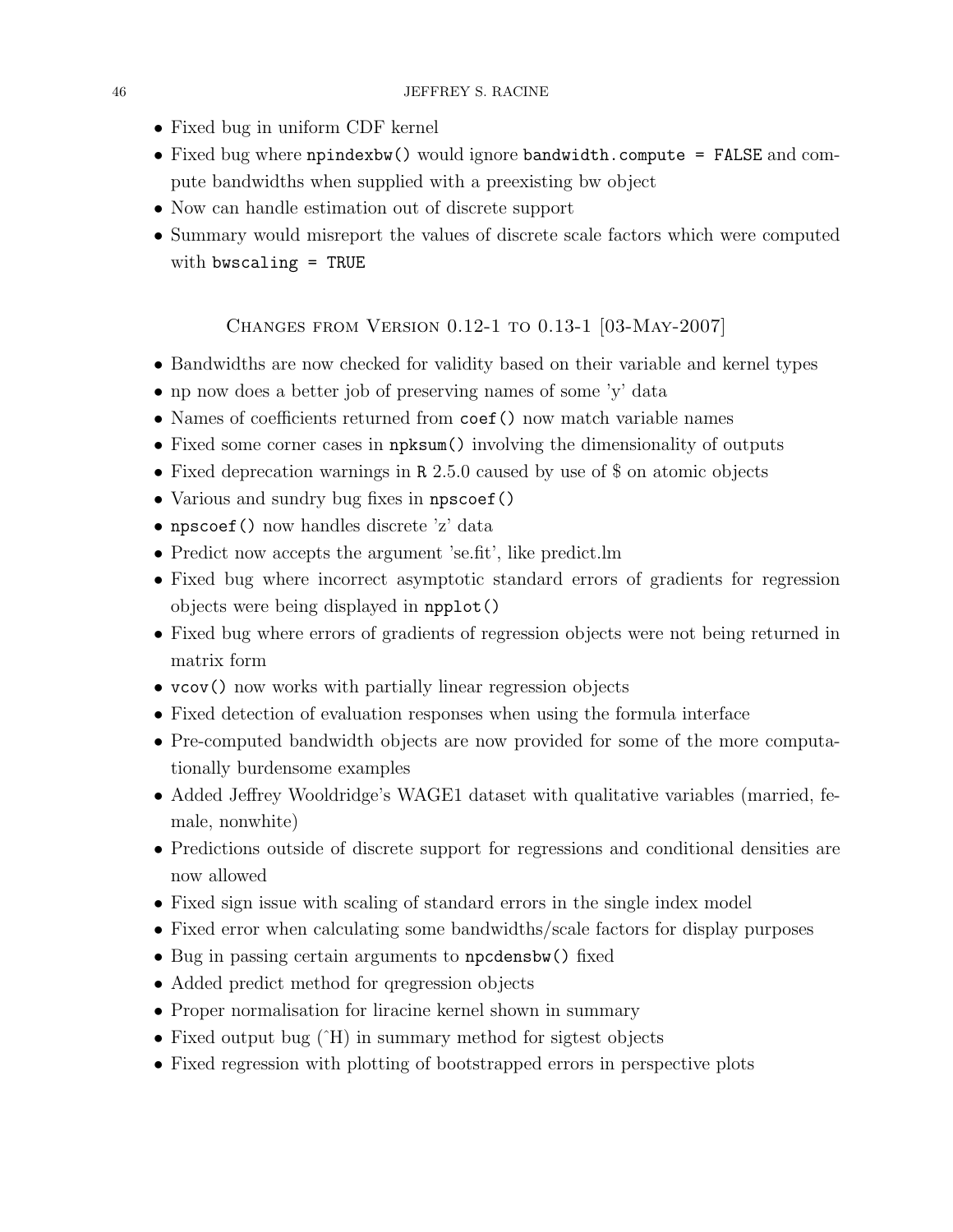- Fixed bug in uniform CDF kernel
- Fixed bug where `npindexbw()` would ignore `bandwidth.compute = FALSE` and compute bandwidths when supplied with a preexisting bw object
- Now can handle estimation out of discrete support
- Summary would misreport the values of discrete scale factors which were computed with `bwscaling = TRUE`

## Changes from Version 0.12-1 to 0.13-1 [03-May-2007]

- Bandwidths are now checked for validity based on their variable and kernel types
- np now does a better job of preserving names of some 'y' data
- Names of coefficients returned from `coef()` now match variable names
- Fixed some corner cases in `npksum()` involving the dimensionality of outputs
- Fixed deprecation warnings in `R` 2.5.0 caused by use of $ on atomic objects
- Various and sundry bug fixes in `npscoef()`
- `npscoef()` now handles discrete 'z' data
- Predict now accepts the argument 'se.fit', like predict.lm
- Fixed bug where incorrect asymptotic standard errors of gradients for regression objects were being displayed in `npplot()`
- Fixed bug where errors of gradients of regression objects were not being returned in matrix form
- `vcov()` now works with partially linear regression objects
- Fixed detection of evaluation responses when using the formula interface
- Pre-computed bandwidth objects are now provided for some of the more computationally burdensome examples
- Added Jeffrey Wooldridge's WAGE1 dataset with qualitative variables (married, female, nonwhite)
- Predictions outside of discrete support for regressions and conditional densities are now allowed
- Fixed sign issue with scaling of standard errors in the single index model
- Fixed error when calculating some bandwidths/scale factors for display purposes
- Bug in passing certain arguments to `npcdensbw()` fixed
- Added predict method for qregression objects
- Proper normalisation for liracine kernel shown in summary
- Fixed output bug (^H) in summary method for sigtest objects
- Fixed regression with plotting of bootstrapped errors in perspective plots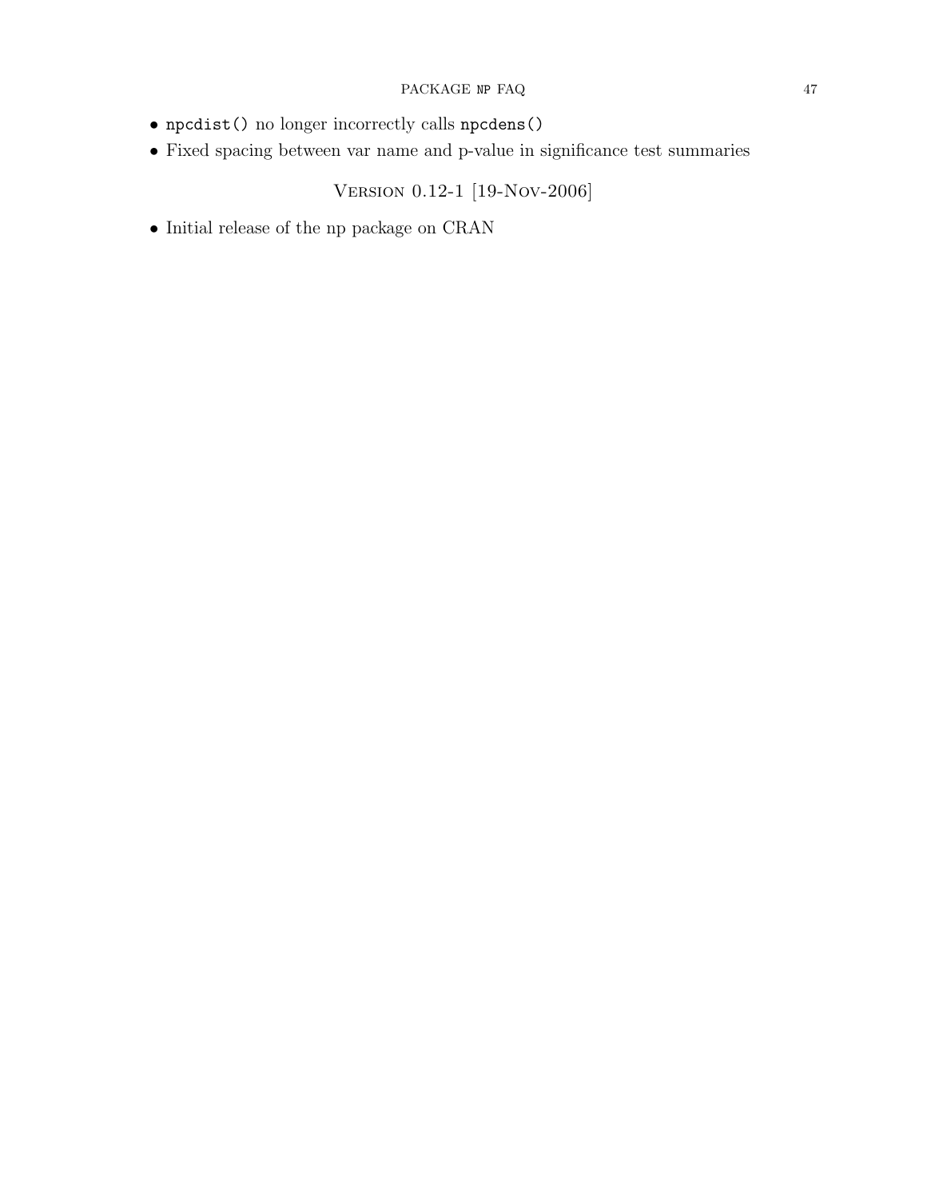- `npcdist()` no longer incorrectly calls `npcdens()`
- Fixed spacing between var name and p-value in significance test summaries

## Version 0.12-1 [19-Nov-2006]

- Initial release of the np package on CRAN